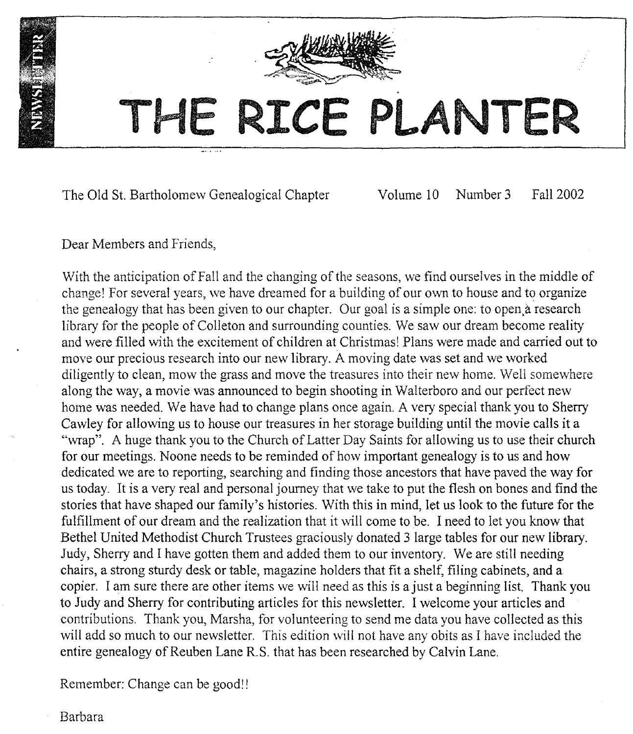# THE RICE PLANTER

NEWSLETTER

The Old St. Bartholomew Genealogical Chapter Volume 10 Number 3 Fall 2002

Dear Members and Friends,

With the anticipation of Fall and the changing of the seasons, we find ourselves in the middle of change! For several years, we have dreamed for a building of our own to house and to organize the genealogy that has been given to our chapter. Our goal is a simple one: to open a research library for the people of Colleton and surrounding counties. We saw our dream become reality and were filled with the excitement of children at Christmas! Plans were made and carried out to move our precious research into our new library. A moving date was set and we worked diligently to clean, mow the grass and move the treasures into their new home. Well somewhere along the way, a movie was announced to begin shooting in Walterboro and our perfect new home was needed. We have had to change plans once again. A very special thank you to Sherry Cawley for allowing us to house our treasures in her storage building until the movie calls it a "wrap". A huge thank you to the Church of Latter Day Saints for allowing us to use their church for our meetings. Noone needs to be reminded of how important genealogy is to us and how dedicated we are to reporting, searching and finding those ancestors that have paved the way for us today. It is a very real and personal journey that we take to put the flesh on bones and find the stories that have shaped our family's histories. With this in mind, let us look to the future for the fulfillment of our dream and the realization that it will come to be. I need to let you know that Bethel United Methodist Church Trustees graciously donated 3 large tables for our new library. Judy, Sherry and I have gotten them and added them to our inventory. We are still needing chairs, a strong sturdy desk or table, magazine holders that fit a shelf, filing cabinets, and a copier. I am sure there are other items we will need as this is a just a beginning list. Thank you to Judy and Sherry for contributing articles for this newsletter. I welcome your articles and contributions. Thank you, Marsha, for volunteering to send me data you have collected as this will add so much to our newsletter. This edition will not have any obits as I have included the entire genealogy of Reuben Lane R.S. that has been researched by Calvin Lane.

Remember: Change can be good!!

Barbara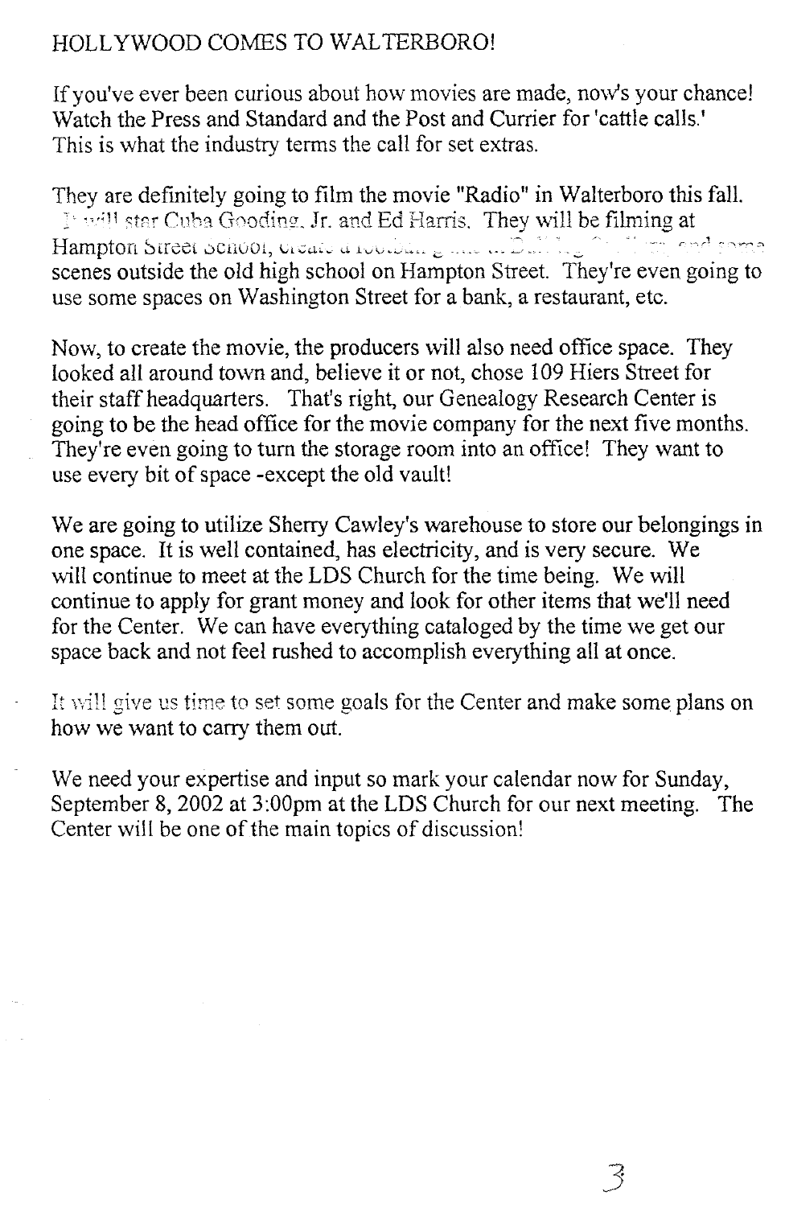HOLLYWOOD COMES TO WALTERBORO!

If you've ever been curious about how movies are made, now's your chance! Watch the Press and Standard and the Post and Currier for 'cattle calls.' This is what the industry terms the call for set extras.

They are definitely going to film the movie "Radio" in Walterboro this fall. It will star Cuba Gooding, Jr. and Ed Harris. They will be filming at Hampton Street School, create a football game at Bulldog Stadium, and some scenes outside the old high school on Hampton Street. They're even going to use some spaces on Washington Street for a bank, a restaurant, etc.

Now, to create the movie, the producers will also need office space. They looked all around town and, believe it or not, chose 109 Hiers Street for their staff headquarters. That's right, our Genealogy Research Center is going to be the head office for the movie company for the next five months. They're even going to turn the storage room into an office! They want to use every bit of space -except the old vault!

We are going to utilize Sherry Cawley's warehouse to store our belongings in one space. It is well contained, has electricity, and is very secure. We will continue to meet at the LDS Church for the time being. We will continue to apply for grant money and look for other items that we'll need for the Center. We can have everything cataloged by the time we get our space back and not feel rushed to accomplish everything all at once.

It will give us time to set some goals for the Center and make some plans on how we want to carry them out.

We need your expertise and input so mark your calendar now for Sunday, September 8, 2002 at 3:00pm at the LDS Church for our next meeting. The Center will be one of the main topics of discussion!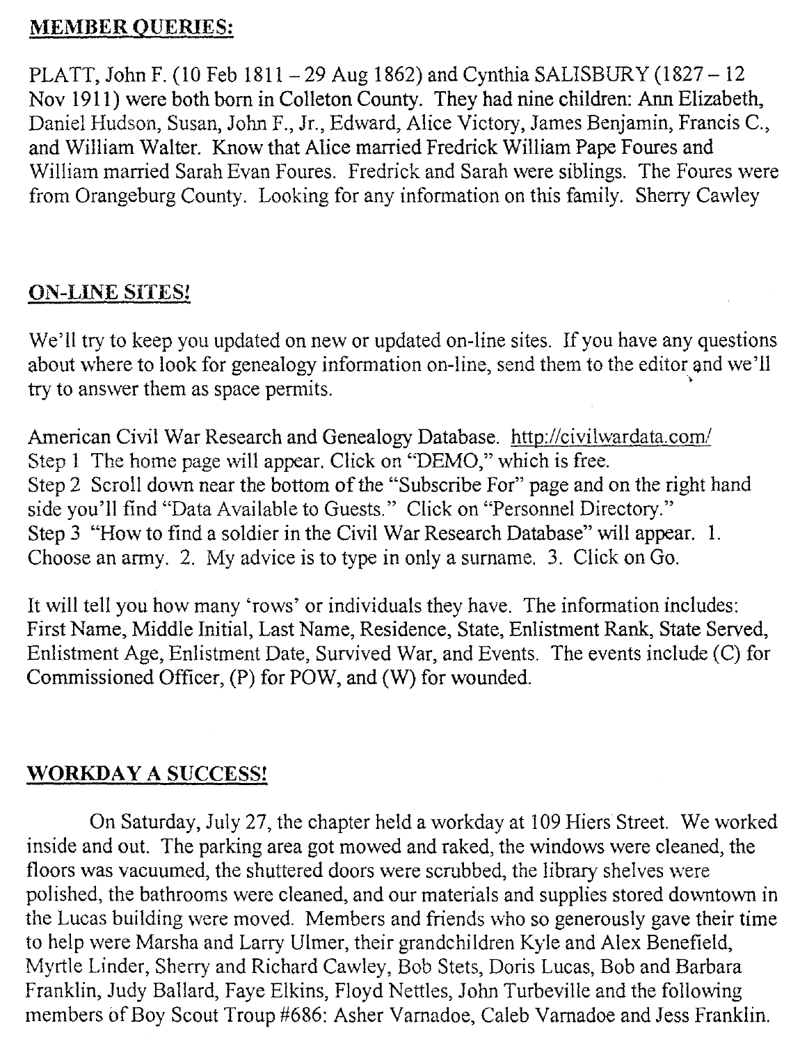## MEMBER QUERIES:

PLATT, John F. (10 Feb 1811 – 29 Aug 1862) and Cynthia SALISBURY (1827 – 12 Nov 1911) were both born in Colleton County. They had nine children: Ann Elizabeth, Daniel Hudson, Susan, John F., Jr., Edward, Alice Victory, James Benjamin, Francis C., and William Walter. Know that Alice married Fredrick William Pape Foures and William married Sarah Evan Foures. Fredrick and Sarah were siblings. The Foures were from Orangeburg County. Looking for any information on this family. Sherry Cawley

## ON-LINE SITES!

We'll try to keep you updated on new or updated on-line sites. If you have any questions about where to look for genealogy information on-line, send them to the editor and we'll try to answer them as space permits.

American Civil War Research and Genealogy Database. http://civilwardata.com/
Step 1 The home page will appear. Click on "DEMO," which is free.
Step 2 Scroll down near the bottom of the "Subscribe For" page and on the right hand side you'll find "Data Available to Guests." Click on "Personnel Directory."
Step 3 "How to find a soldier in the Civil War Research Database" will appear. 1. Choose an army. 2. My advice is to type in only a surname. 3. Click on Go.

It will tell you how many 'rows' or individuals they have. The information includes: First Name, Middle Initial, Last Name, Residence, State, Enlistment Rank, State Served, Enlistment Age, Enlistment Date, Survived War, and Events. The events include (C) for Commissioned Officer, (P) for POW, and (W) for wounded.

## WORKDAY A SUCCESS!

On Saturday, July 27, the chapter held a workday at 109 Hiers Street. We worked inside and out. The parking area got mowed and raked, the windows were cleaned, the floors was vacuumed, the shuttered doors were scrubbed, the library shelves were polished, the bathrooms were cleaned, and our materials and supplies stored downtown in the Lucas building were moved. Members and friends who so generously gave their time to help were Marsha and Larry Ulmer, their grandchildren Kyle and Alex Benefield, Myrtle Linder, Sherry and Richard Cawley, Bob Stets, Doris Lucas, Bob and Barbara Franklin, Judy Ballard, Faye Elkins, Floyd Nettles, John Turbeville and the following members of Boy Scout Troup #686: Asher Varnadoe, Caleb Varnadoe and Jess Franklin.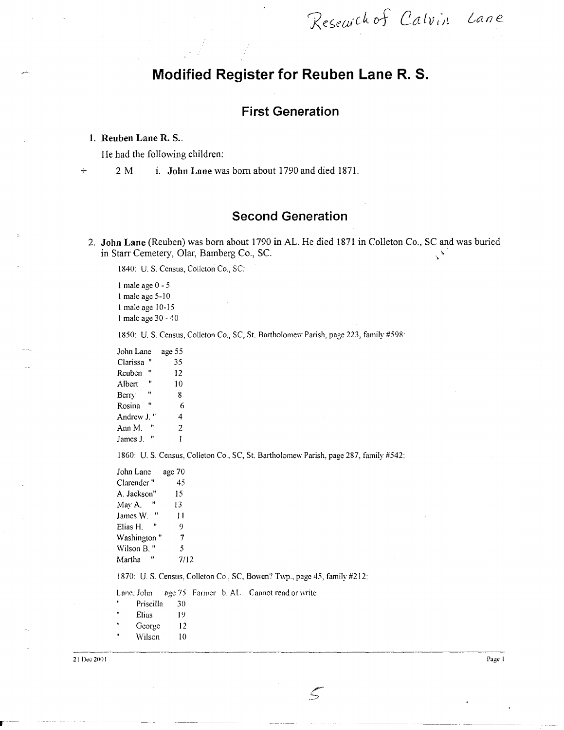Research of Calvin Lane

# Modified Register for Reuben Lane R. S.

## First Generation

1. **Reuben Lane R. S.**.

   He had the following children:

   \+ 2 M i. **John Lane** was born about 1790 and died 1871.

## Second Generation

2. **John Lane** (Reuben) was born about 1790 in AL. He died 1871 in Colleton Co., SC and was buried in Starr Cemetery, Olar, Bamberg Co., SC.

   1840: U. S. Census, Colleton Co., SC:

   1 male age 0 - 5
   1 male age 5-10
   1 male age 10-15
   1 male age 30 - 40

   1850: U. S. Census, Colleton Co., SC, St. Bartholomew Parish, page 223, family #598:

| | |
|---|---|
| John Lane | age 55 |
| Clarissa " | 35 |
| Reuben " | 12 |
| Albert " | 10 |
| Berry " | 8 |
| Rosina " | 6 |
| Andrew J. " | 4 |
| Ann M. " | 2 |
| James J. " | 1 |

   1860: U. S. Census, Colleton Co., SC, St. Bartholomew Parish, page 287, family #542:

| | |
|---|---|
| John Lane | age 70 |
| Clarender " | 45 |
| A. Jackson" | 15 |
| May A. " | 13 |
| James W. " | 11 |
| Elias H. " | 9 |
| Washington " | 7 |
| Wilson B. " | 5 |
| Martha " | 7/12 |

   1870: U. S. Census, Colleton Co., SC, Bowen? Twp., page 45, family #212:

| | | | | | |
|---|---|---|---|---|---|
| Lane, John | | age 75 | Farmer | b. AL | Cannot read or write |
| " | Priscilla | 30 | | | |
| " | Elias | 19 | | | |
| " | George | 12 | | | |
| " | Wilson | 10 | | | |

21 Dec 2001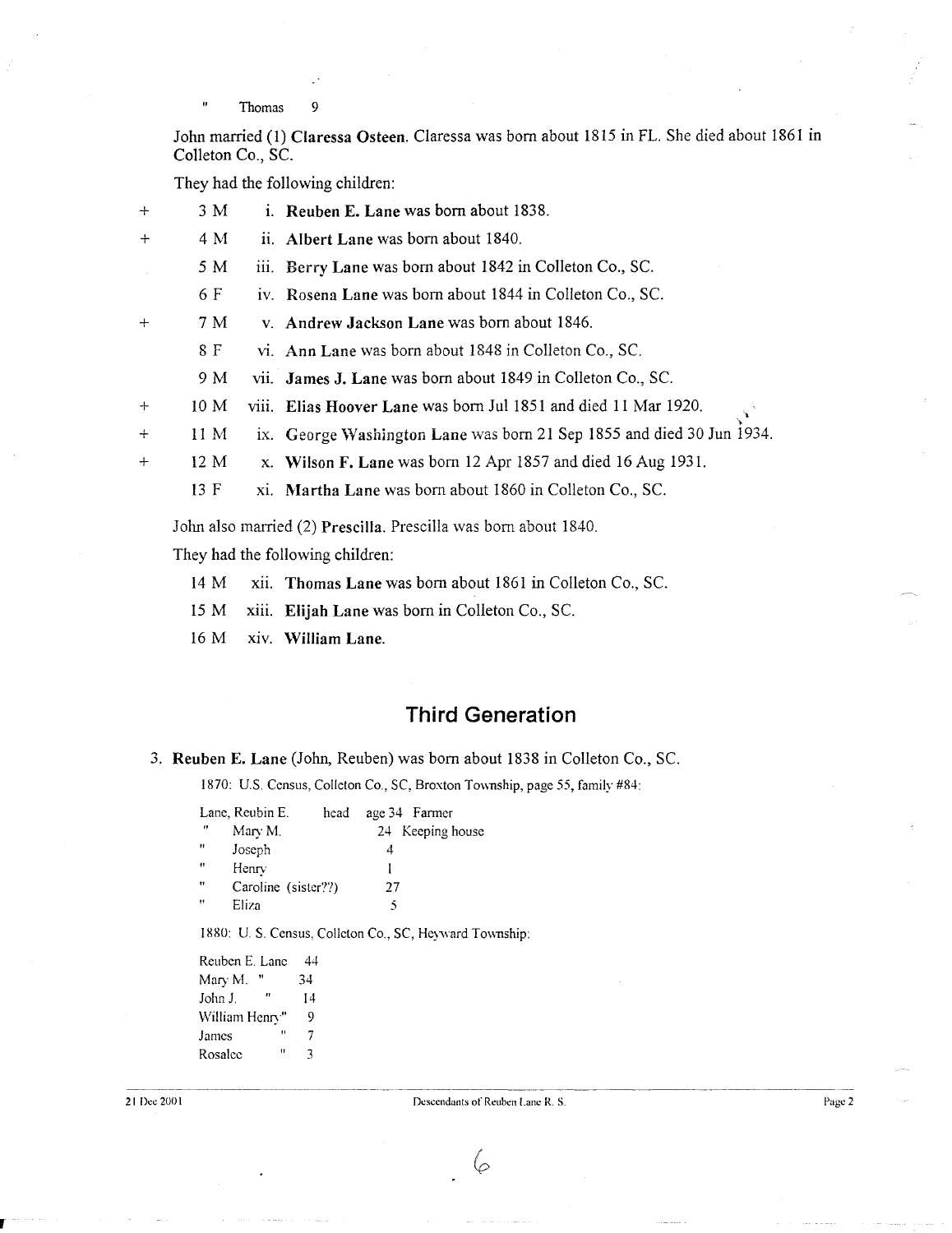" Thomas 9

John married (1) **Claressa Osteen**. Claressa was born about 1815 in FL. She died about 1861 in Colleton Co., SC.

They had the following children:

| | | | |
|---|---|---|---|
| + | 3 M | i. | **Reuben E. Lane** was born about 1838. |
| + | 4 M | ii. | **Albert Lane** was born about 1840. |
| | 5 M | iii. | **Berry Lane** was born about 1842 in Colleton Co., SC. |
| | 6 F | iv. | **Rosena Lane** was born about 1844 in Colleton Co., SC. |
| + | 7 M | v. | **Andrew Jackson Lane** was born about 1846. |
| | 8 F | vi. | **Ann Lane** was born about 1848 in Colleton Co., SC. |
| | 9 M | vii. | **James J. Lane** was born about 1849 in Colleton Co., SC. |
| + | 10 M | viii. | **Elias Hoover Lane** was born Jul 1851 and died 11 Mar 1920. |
| + | 11 M | ix. | **George Washington Lane** was born 21 Sep 1855 and died 30 Jun 1934. |
| + | 12 M | x. | **Wilson F. Lane** was born 12 Apr 1857 and died 16 Aug 1931. |
| | 13 F | xi. | **Martha Lane** was born about 1860 in Colleton Co., SC. |

John also married (2) **Prescilla**. Prescilla was born about 1840.

They had the following children:

| | | |
|---|---|---|
| 14 M | xii. | **Thomas Lane** was born about 1861 in Colleton Co., SC. |
| 15 M | xiii. | **Elijah Lane** was born in Colleton Co., SC. |
| 16 M | xiv. | **William Lane**. |

## Third Generation

3. **Reuben E. Lane** (John, Reuben) was born about 1838 in Colleton Co., SC.

1870: U.S. Census, Colleton Co., SC, Broxton Township, page 55, family #84:

| | | | |
|---|---|---|---|
| Lane, Reubin E. | head | age 34 | Farmer |
| " Mary M. | | 24 | Keeping house |
| " Joseph | | 4 | |
| " Henry | | 1 | |
| " Caroline (sister??) | | 27 | |
| " Eliza | | 5 | |

1880: U. S. Census, Colleton Co., SC, Heyward Township:

| | |
|---|---|
| Reuben E. Lane | 44 |
| Mary M. " | 34 |
| John J. " | 14 |
| William Henry" | 9 |
| James " | 7 |
| Rosalee " | 3 |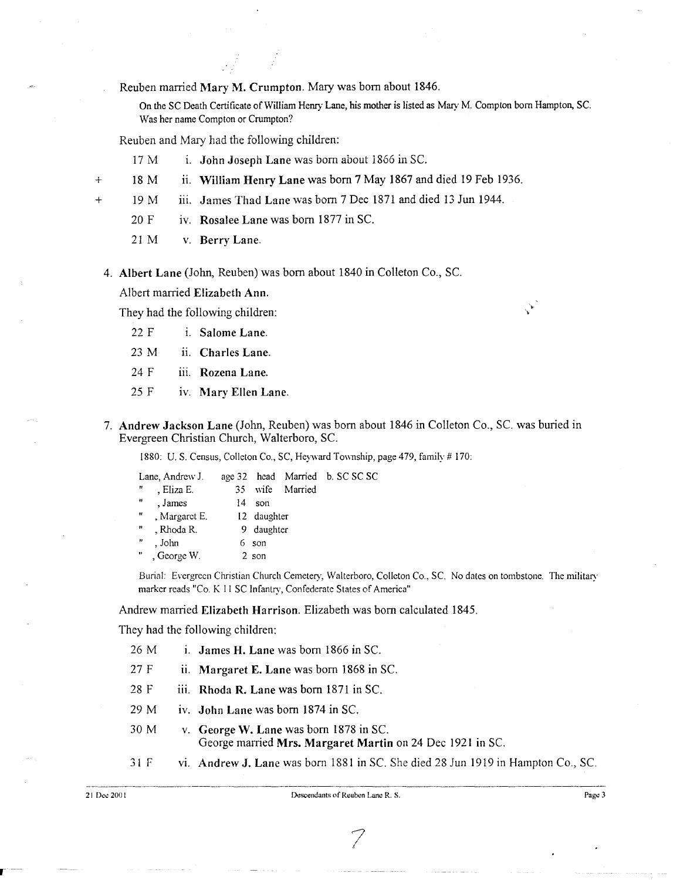Reuben married **Mary M. Crumpton**. Mary was born about 1846.

On the SC Death Certificate of William Henry Lane, his mother is listed as Mary M. Compton born Hampton, SC. Was her name Compton or Crumpton?

Reuben and Mary had the following children:

| | | | |
|---|---|---|---|
| | 17 M | i. | **John Joseph Lane** was born about 1866 in SC. |
| + | 18 M | ii. | **William Henry Lane** was born 7 May 1867 and died 19 Feb 1936. |
| + | 19 M | iii. | **James Thad Lane** was born 7 Dec 1871 and died 13 Jun 1944. |
| | 20 F | iv. | **Rosalee Lane** was born 1877 in SC. |
| | 21 M | v. | **Berry Lane**. |

4. **Albert Lane** (John, Reuben) was born about 1840 in Colleton Co., SC.

Albert married **Elizabeth Ann**.

They had the following children:

| | | |
|---|---|---|
| 22 F | i. | **Salome Lane**. |
| 23 M | ii. | **Charles Lane**. |
| 24 F | iii. | **Rozena Lane**. |
| 25 F | iv. | **Mary Ellen Lane**. |

7. **Andrew Jackson Lane** (John, Reuben) was born about 1846 in Colleton Co., SC. was buried in Evergreen Christian Church, Walterboro, SC.

1880: U. S. Census, Colleton Co., SC, Heyward Township, page 479, family # 170:

| | | | | |
|---|---|---|---|---|
| Lane, Andrew J. | age 32 | head | Married | b. SC SC SC |
| " , Eliza E. | 35 | wife | Married | |
| " , James | 14 | son | | |
| " , Margaret E. | 12 | daughter | | |
| " , Rhoda R. | 9 | daughter | | |
| " , John | 6 | son | | |
| " , George W. | 2 | son | | |

Burial: Evergreen Christian Church Cemetery, Walterboro, Colleton Co., SC. No dates on tombstone. The military marker reads "Co. K 11 SC Infantry, Confederate States of America"

Andrew married **Elizabeth Harrison**. Elizabeth was born calculated 1845.

They had the following children:

| | | |
|---|---|---|
| 26 M | i. | **James H. Lane** was born 1866 in SC. |
| 27 F | ii. | **Margaret E. Lane** was born 1868 in SC. |
| 28 F | iii. | **Rhoda R. Lane** was born 1871 in SC. |
| 29 M | iv. | **John Lane** was born 1874 in SC. |
| 30 M | v. | **George W. Lane** was born 1878 in SC. George married **Mrs. Margaret Martin** on 24 Dec 1921 in SC. |
| 31 F | vi. | **Andrew J. Lane** was born 1881 in SC. She died 28 Jun 1919 in Hampton Co., SC. |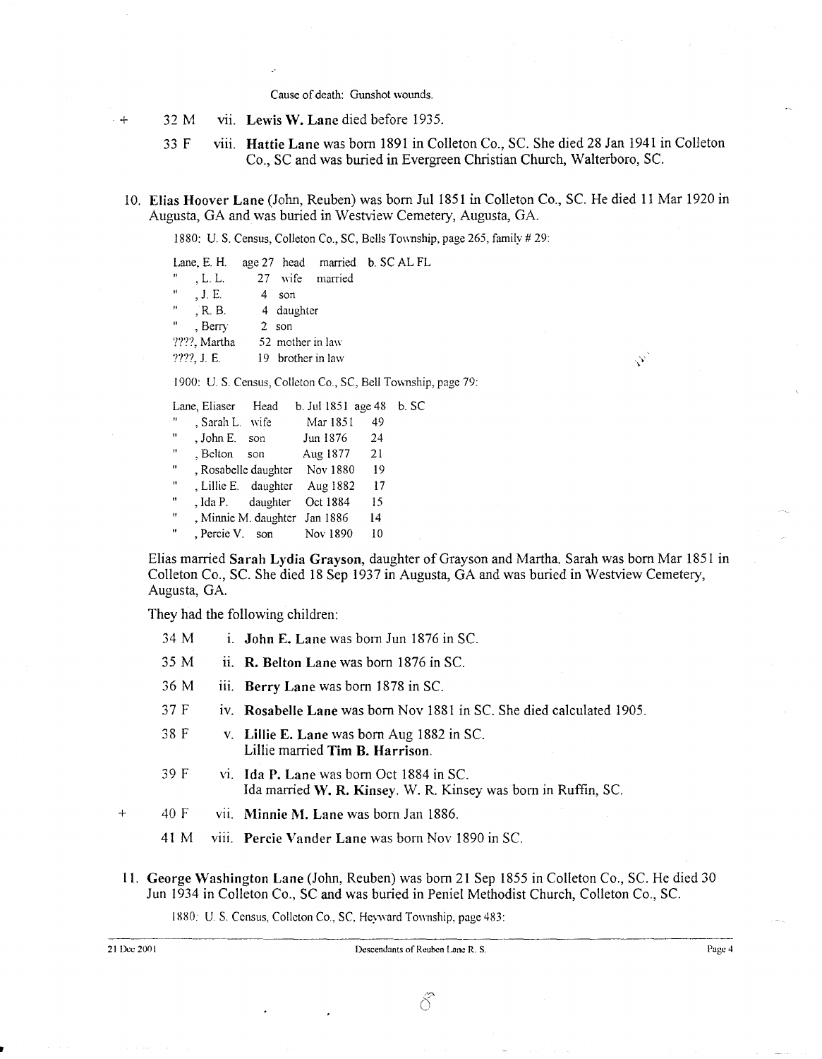Cause of death: Gunshot wounds.

+ 32 M vii. **Lewis W. Lane** died before 1935.

33 F viii. **Hattie Lane** was born 1891 in Colleton Co., SC. She died 28 Jan 1941 in Colleton Co., SC and was buried in Evergreen Christian Church, Walterboro, SC.

10. **Elias Hoover Lane** (John, Reuben) was born Jul 1851 in Colleton Co., SC. He died 11 Mar 1920 in Augusta, GA and was buried in Westview Cemetery, Augusta, GA.

1880: U. S. Census, Colleton Co., SC, Bells Township, page 265, family # 29:

| | | | | |
|---|---|---|---|---|
| Lane, E. H. | age 27 | head | married | b. SC AL FL |
| " , L. L. | 27 | wife | married | |
| " , J. E. | 4 | son | | |
| " , R. B. | 4 | daughter | | |
| " , Berry | 2 | son | | |
| ????, Martha | 52 | mother in law | | |
| ????, J. E. | 19 | brother in law | | |

1900: U. S. Census, Colleton Co., SC, Bell Township, page 79:

| | | | | |
|---|---|---|---|---|
| Lane, Eliaser | Head | b. Jul 1851 | age 48 | b. SC |
| " , Sarah L. | wife | Mar 1851 | 49 | |
| " , John E. | son | Jun 1876 | 24 | |
| " , Belton | son | Aug 1877 | 21 | |
| " , Rosabelle | daughter | Nov 1880 | 19 | |
| " , Lillie E. | daughter | Aug 1882 | 17 | |
| " , Ida P. | daughter | Oct 1884 | 15 | |
| " , Minnie M. | daughter | Jan 1886 | 14 | |
| " , Percie V. | son | Nov 1890 | 10 | |

Elias married **Sarah Lydia Grayson**, daughter of Grayson and Martha. Sarah was born Mar 1851 in Colleton Co., SC. She died 18 Sep 1937 in Augusta, GA and was buried in Westview Cemetery, Augusta, GA.

They had the following children:

34 M i. **John E. Lane** was born Jun 1876 in SC.

35 M ii. **R. Belton Lane** was born 1876 in SC.

36 M iii. **Berry Lane** was born 1878 in SC.

37 F iv. **Rosabelle Lane** was born Nov 1881 in SC. She died calculated 1905.

38 F v. **Lillie E. Lane** was born Aug 1882 in SC.
Lillie married **Tim B. Harrison**.

39 F vi. **Ida P. Lane** was born Oct 1884 in SC.
Ida married **W. R. Kinsey**. W. R. Kinsey was born in Ruffin, SC.

+ 40 F vii. **Minnie M. Lane** was born Jan 1886.

41 M viii. **Percie Vander Lane** was born Nov 1890 in SC.

11. **George Washington Lane** (John, Reuben) was born 21 Sep 1855 in Colleton Co., SC. He died 30 Jun 1934 in Colleton Co., SC and was buried in Peniel Methodist Church, Colleton Co., SC.

1880: U. S. Census, Colleton Co., SC, Heyward Township, page 483: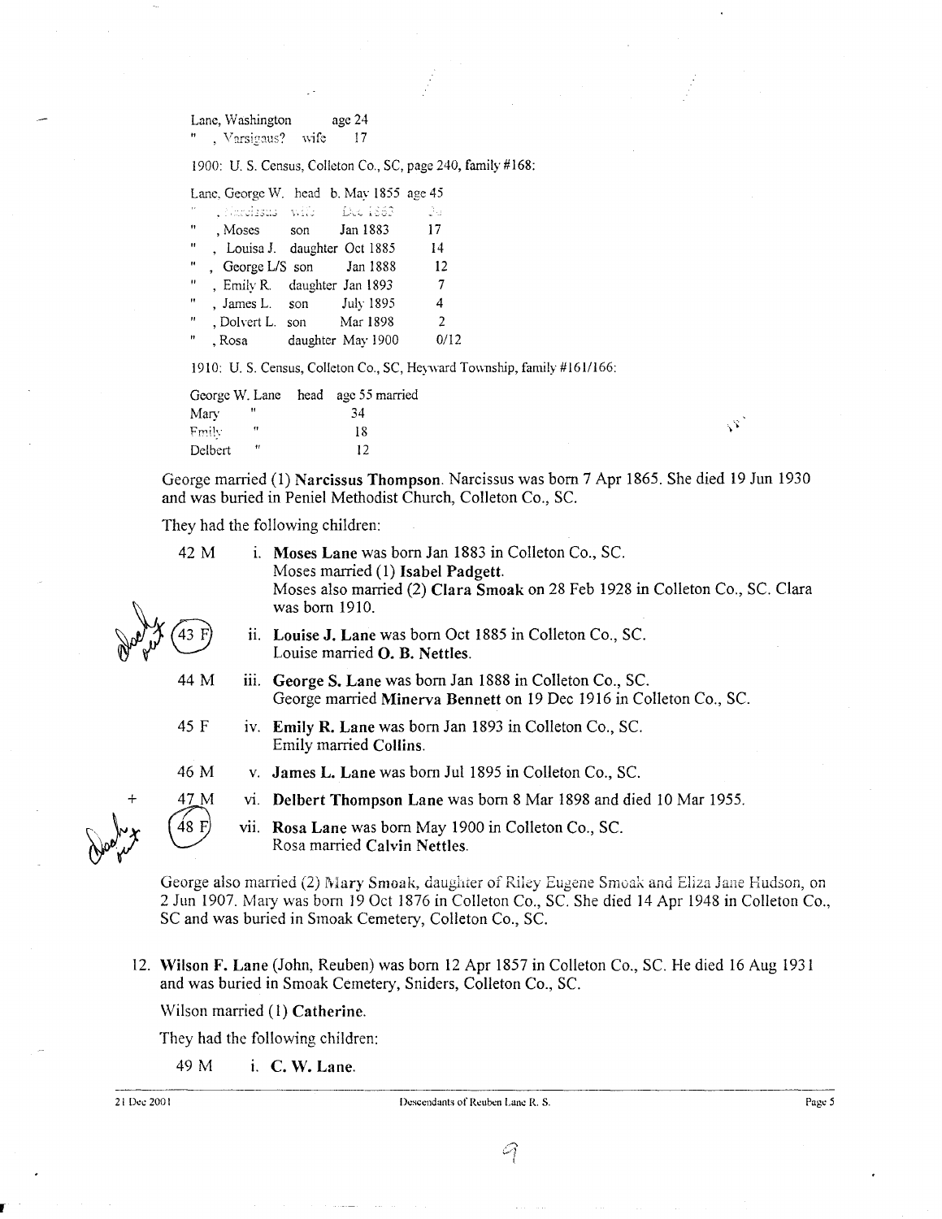Lane, Washington age 24
" , Varsigaus? wife 17

1900: U. S. Census, Colleton Co., SC, page 240, family #168:

| | | | |
|---|---|---|---|
| Lane, George W. | head | b. May 1855 | age 45 |
| " , Narcissus | wife | Dec 1863 | 36 |
| " , Moses | son | Jan 1883 | 17 |
| " , Louisa J. | daughter | Oct 1885 | 14 |
| " , George L/S | son | Jan 1888 | 12 |
| " , Emily R. | daughter | Jan 1893 | 7 |
| " , James L. | son | July 1895 | 4 |
| " , Dolvert L. | son | Mar 1898 | 2 |
| " , Rosa | daughter | May 1900 | 0/12 |

1910: U. S. Census, Colleton Co., SC, Heyward Township, family #161/166:

| | | |
|---|---|---|
| George W. Lane | head | age 55 married |
| Mary " | | 34 |
| Emily " | | 18 |
| Delbert " | | 12 |

George married (1) **Narcissus Thompson**. Narcissus was born 7 Apr 1865. She died 19 Jun 1930 and was buried in Peniel Methodist Church, Colleton Co., SC.

They had the following children:

42 M i. **Moses Lane** was born Jan 1883 in Colleton Co., SC.
Moses married (1) **Isabel Padgett**.
Moses also married (2) **Clara Smoak** on 28 Feb 1928 in Colleton Co., SC. Clara was born 1910.

43 F ii. **Louise J. Lane** was born Oct 1885 in Colleton Co., SC.
Louise married **O. B. Nettles**.

44 M iii. **George S. Lane** was born Jan 1888 in Colleton Co., SC.
George married **Minerva Bennett** on 19 Dec 1916 in Colleton Co., SC.

45 F iv. **Emily R. Lane** was born Jan 1893 in Colleton Co., SC.
Emily married **Collins**.

46 M v. **James L. Lane** was born Jul 1895 in Colleton Co., SC.

\+ 47 M vi. **Delbert Thompson Lane** was born 8 Mar 1898 and died 10 Mar 1955.

48 F vii. **Rosa Lane** was born May 1900 in Colleton Co., SC.
Rosa married **Calvin Nettles**.

George also married (2) **Mary Smoak**, daughter of Riley Eugene Smoak and Eliza Jane Hudson, on 2 Jun 1907. Mary was born 19 Oct 1876 in Colleton Co., SC. She died 14 Apr 1948 in Colleton Co., SC and was buried in Smoak Cemetery, Colleton Co., SC.

12. **Wilson F. Lane** (John, Reuben) was born 12 Apr 1857 in Colleton Co., SC. He died 16 Aug 1931 and was buried in Smoak Cemetery, Sniders, Colleton Co., SC.

Wilson married (1) **Catherine**.

They had the following children:

49 M i. **C. W. Lane**.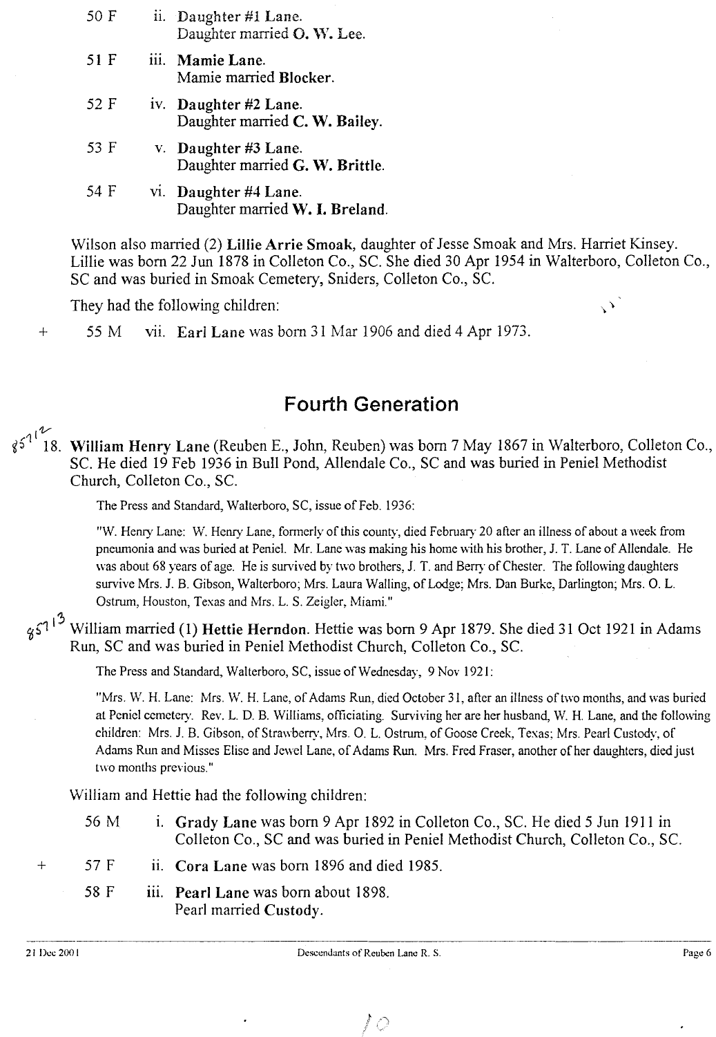50 F ii. **Daughter #1 Lane.**
Daughter married **O. W. Lee.**

51 F iii. **Mamie Lane.**
Mamie married **Blocker.**

52 F iv. **Daughter #2 Lane.**
Daughter married **C. W. Bailey.**

53 F v. **Daughter #3 Lane.**
Daughter married **G. W. Brittle.**

54 F vi. **Daughter #4 Lane.**
Daughter married **W. I. Breland.**

Wilson also married (2) **Lillie Arrie Smoak**, daughter of Jesse Smoak and Mrs. Harriet Kinsey. Lillie was born 22 Jun 1878 in Colleton Co., SC. She died 30 Apr 1954 in Walterboro, Colleton Co., SC and was buried in Smoak Cemetery, Sniders, Colleton Co., SC.

They had the following children:

\+ 55 M vii. **Earl Lane** was born 31 Mar 1906 and died 4 Apr 1973.

## Fourth Generation

8571 18. **William Henry Lane** (Reuben E., John, Reuben) was born 7 May 1867 in Walterboro, Colleton Co., SC. He died 19 Feb 1936 in Bull Pond, Allendale Co., SC and was buried in Peniel Methodist Church, Colleton Co., SC.

> The Press and Standard, Walterboro, SC, issue of Feb. 1936:
>
> "W. Henry Lane: W. Henry Lane, formerly of this county, died February 20 after an illness of about a week from pneumonia and was buried at Peniel. Mr. Lane was making his home with his brother, J. T. Lane of Allendale. He was about 68 years of age. He is survived by two brothers, J. T. and Berry of Chester. The following daughters survive Mrs. J. B. Gibson, Walterboro; Mrs. Laura Walling, of Lodge; Mrs. Dan Burke, Darlington; Mrs. O. L. Ostrum, Houston, Texas and Mrs. L. S. Zeigler, Miami."

8571 3 William married (1) **Hettie Herndon**. Hettie was born 9 Apr 1879. She died 31 Oct 1921 in Adams Run, SC and was buried in Peniel Methodist Church, Colleton Co., SC.

> The Press and Standard, Walterboro, SC, issue of Wednesday, 9 Nov 1921:
>
> "Mrs. W. H. Lane: Mrs. W. H. Lane, of Adams Run, died October 31, after an illness of two months, and was buried at Peniel cemetery. Rev. L. D. B. Williams, officiating. Surviving her are her husband, W. H. Lane, and the following children: Mrs. J. B. Gibson, of Strawberry, Mrs. O. L. Ostrum, of Goose Creek, Texas; Mrs. Pearl Custody, of Adams Run and Misses Elise and Jewel Lane, of Adams Run. Mrs. Fred Fraser, another of her daughters, died just two months previous."

William and Hettie had the following children:

56 M i. **Grady Lane** was born 9 Apr 1892 in Colleton Co., SC. He died 5 Jun 1911 in Colleton Co., SC and was buried in Peniel Methodist Church, Colleton Co., SC.

\+ 57 F ii. **Cora Lane** was born 1896 and died 1985.

58 F iii. **Pearl Lane** was born about 1898.
Pearl married **Custody.**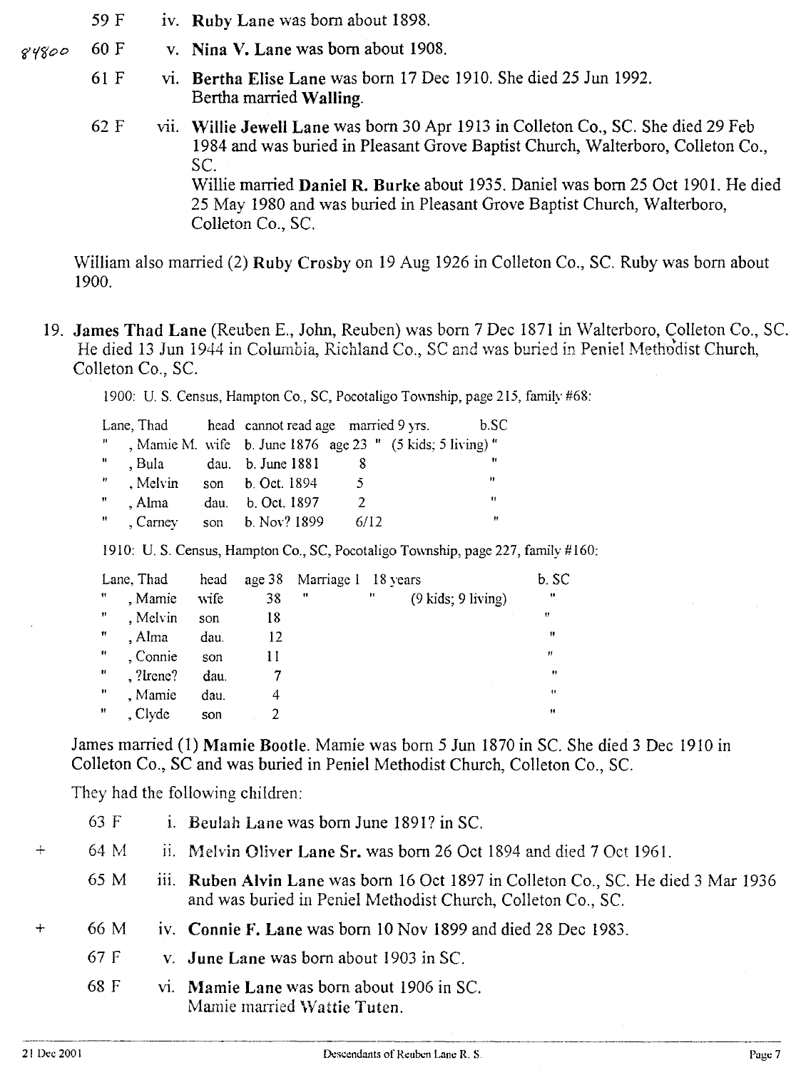59 F iv. **Ruby Lane** was born about 1898.

84800 60 F v. **Nina V. Lane** was born about 1908.

61 F vi. **Bertha Elise Lane** was born 17 Dec 1910. She died 25 Jun 1992.
Bertha married **Walling**.

62 F vii. **Willie Jewell Lane** was born 30 Apr 1913 in Colleton Co., SC. She died 29 Feb 1984 and was buried in Pleasant Grove Baptist Church, Walterboro, Colleton Co., SC.
Willie married **Daniel R. Burke** about 1935. Daniel was born 25 Oct 1901. He died 25 May 1980 and was buried in Pleasant Grove Baptist Church, Walterboro, Colleton Co., SC.

William also married (2) **Ruby Crosby** on 19 Aug 1926 in Colleton Co., SC. Ruby was born about 1900.

19. **James Thad Lane** (Reuben E., John, Reuben) was born 7 Dec 1871 in Walterboro, Colleton Co., SC. He died 13 Jun 1944 in Columbia, Richland Co., SC and was buried in Peniel Methodist Church, Colleton Co., SC.

1900: U. S. Census, Hampton Co., SC, Pocotaligo Township, page 215, family #68:

| | | | | | |
|---|---|---|---|---|---|
| Lane, Thad | head | cannot read age | married 9 yrs. | | b.SC |
| " , Mamie M. | wife | b. June 1876 | age 23 | " (5 kids; 5 living) | " |
| " , Bula | dau. | b. June 1881 | 8 | | " |
| " , Melvin | son | b. Oct. 1894 | 5 | | " |
| " , Alma | dau. | b. Oct. 1897 | 2 | | " |
| " , Carney | son | b. Nov? 1899 | 6/12 | | " |

1910: U. S. Census, Hampton Co., SC, Pocotaligo Township, page 227, family #160:

| | | | | | | |
|---|---|---|---|---|---|---|
| Lane, Thad | head | age 38 | Marriage 1 | 18 years | | b. SC |
| " , Mamie | wife | 38 | " | " | (9 kids; 9 living) | " |
| " , Melvin | son | 18 | | | | " |
| " , Alma | dau. | 12 | | | | " |
| " , Connie | son | 11 | | | | " |
| " , ?Irene? | dau. | 7 | | | | " |
| " , Mamie | dau. | 4 | | | | " |
| " , Clyde | son | 2 | | | | " |

James married (1) **Mamie Bootle**. Mamie was born 5 Jun 1870 in SC. She died 3 Dec 1910 in Colleton Co., SC and was buried in Peniel Methodist Church, Colleton Co., SC.

They had the following children:

63 F i. **Beulah Lane** was born June 1891? in SC.

\+ 64 M ii. **Melvin Oliver Lane Sr.** was born 26 Oct 1894 and died 7 Oct 1961.

65 M iii. **Ruben Alvin Lane** was born 16 Oct 1897 in Colleton Co., SC. He died 3 Mar 1936 and was buried in Peniel Methodist Church, Colleton Co., SC.

\+ 66 M iv. **Connie F. Lane** was born 10 Nov 1899 and died 28 Dec 1983.

67 F v. **June Lane** was born about 1903 in SC.

68 F vi. **Mamie Lane** was born about 1906 in SC.
Mamie married **Wattie Tuten**.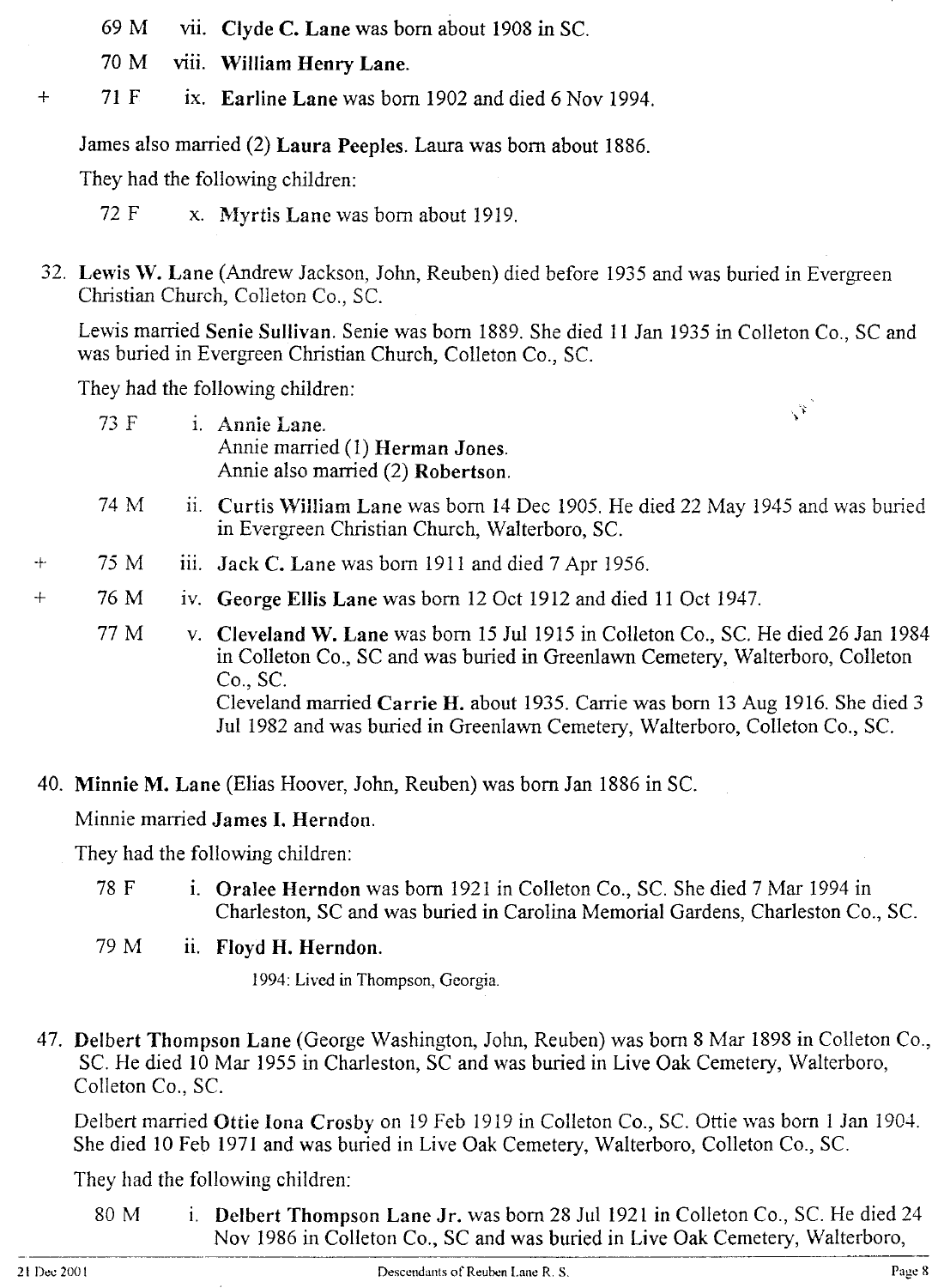69 M vii. **Clyde C. Lane** was born about 1908 in SC.

70 M viii. **William Henry Lane.**

\+ 71 F ix. **Earline Lane** was born 1902 and died 6 Nov 1994.

James also married (2) **Laura Peeples**. Laura was born about 1886.

They had the following children:

72 F x. **Myrtis Lane** was born about 1919.

32. **Lewis W. Lane** (Andrew Jackson, John, Reuben) died before 1935 and was buried in Evergreen Christian Church, Colleton Co., SC.

Lewis married **Senie Sullivan**. Senie was born 1889. She died 11 Jan 1935 in Colleton Co., SC and was buried in Evergreen Christian Church, Colleton Co., SC.

They had the following children:

73 F i. Annie Lane.
Annie married (1) **Herman Jones**.
Annie also married (2) **Robertson**.

74 M ii. **Curtis William Lane** was born 14 Dec 1905. He died 22 May 1945 and was buried in Evergreen Christian Church, Walterboro, SC.

\+ 75 M iii. **Jack C. Lane** was born 1911 and died 7 Apr 1956.

\+ 76 M iv. **George Ellis Lane** was born 12 Oct 1912 and died 11 Oct 1947.

77 M v. **Cleveland W. Lane** was born 15 Jul 1915 in Colleton Co., SC. He died 26 Jan 1984 in Colleton Co., SC and was buried in Greenlawn Cemetery, Walterboro, Colleton Co., SC.
Cleveland married **Carrie H.** about 1935. Carrie was born 13 Aug 1916. She died 3 Jul 1982 and was buried in Greenlawn Cemetery, Walterboro, Colleton Co., SC.

40. **Minnie M. Lane** (Elias Hoover, John, Reuben) was born Jan 1886 in SC.

Minnie married **James I. Herndon**.

They had the following children:

78 F i. **Oralee Herndon** was born 1921 in Colleton Co., SC. She died 7 Mar 1994 in Charleston, SC and was buried in Carolina Memorial Gardens, Charleston Co., SC.

79 M ii. **Floyd H. Herndon.**

1994: Lived in Thompson, Georgia.

47. **Delbert Thompson Lane** (George Washington, John, Reuben) was born 8 Mar 1898 in Colleton Co., SC. He died 10 Mar 1955 in Charleston, SC and was buried in Live Oak Cemetery, Walterboro, Colleton Co., SC.

Delbert married **Ottie Iona Crosby** on 19 Feb 1919 in Colleton Co., SC. Ottie was born 1 Jan 1904. She died 10 Feb 1971 and was buried in Live Oak Cemetery, Walterboro, Colleton Co., SC.

They had the following children:

80 M i. **Delbert Thompson Lane Jr.** was born 28 Jul 1921 in Colleton Co., SC. He died 24 Nov 1986 in Colleton Co., SC and was buried in Live Oak Cemetery, Walterboro,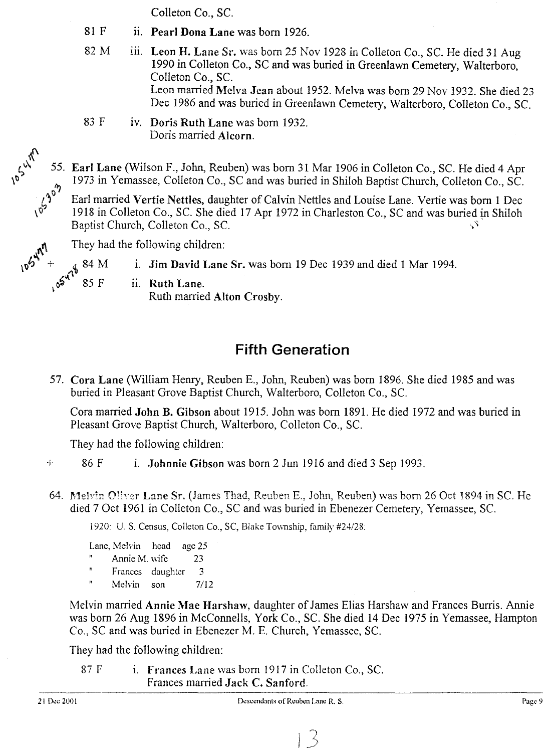Colleton Co., SC.

81 F ii. **Pearl Dona Lane** was born 1926.

82 M iii. **Leon H. Lane Sr.** was born 25 Nov 1928 in Colleton Co., SC. He died 31 Aug 1990 in Colleton Co., SC and was buried in Greenlawn Cemetery, Walterboro, Colleton Co., SC.
Leon married **Melva Jean** about 1952. Melva was born 29 Nov 1932. She died 23 Dec 1986 and was buried in Greenlawn Cemetery, Walterboro, Colleton Co., SC.

83 F iv. **Doris Ruth Lane** was born 1932.
Doris married **Alcorn**.

105477

55. **Earl Lane** (Wilson F., John, Reuben) was born 31 Mar 1906 in Colleton Co., SC. He died 4 Apr 1973 in Yemassee, Colleton Co., SC and was buried in Shiloh Baptist Church, Colleton Co., SC.

105303

Earl married **Vertie Nettles**, daughter of Calvin Nettles and Louise Lane. Vertie was born 1 Dec 1918 in Colleton Co., SC. She died 17 Apr 1972 in Charleston Co., SC and was buried in Shiloh Baptist Church, Colleton Co., SC.

They had the following children:

105477 + 84 M i. **Jim David Lane Sr.** was born 19 Dec 1939 and died 1 Mar 1994.

105478 85 F ii. **Ruth Lane**.
Ruth married **Alton Crosby**.

## Fifth Generation

57. **Cora Lane** (William Henry, Reuben E., John, Reuben) was born 1896. She died 1985 and was buried in Pleasant Grove Baptist Church, Walterboro, Colleton Co., SC.

Cora married **John B. Gibson** about 1915. John was born 1891. He died 1972 and was buried in Pleasant Grove Baptist Church, Walterboro, Colleton Co., SC.

They had the following children:

\+ 86 F i. **Johnnie Gibson** was born 2 Jun 1916 and died 3 Sep 1993.

64. **Melvin Oliver Lane Sr.** (James Thad, Reuben E., John, Reuben) was born 26 Oct 1894 in SC. He died 7 Oct 1961 in Colleton Co., SC and was buried in Ebenezer Cemetery, Yemassee, SC.

1920: U. S. Census, Colleton Co., SC, Blake Township, family #24/28:

| | | | |
|---|---|---|---|
| Lane, | Melvin | head | age 25 |
| " | Annie M. | wife | 23 |
| " | Frances | daughter | 3 |
| " | Melvin | son | 7/12 |

Melvin married **Annie Mae Harshaw**, daughter of James Elias Harshaw and Frances Burris. Annie was born 26 Aug 1896 in McConnells, York Co., SC. She died 14 Dec 1975 in Yemassee, Hampton Co., SC and was buried in Ebenezer M. E. Church, Yemassee, SC.

They had the following children:

87 F i. **Frances Lane** was born 1917 in Colleton Co., SC.
Frances married **Jack C. Sanford**.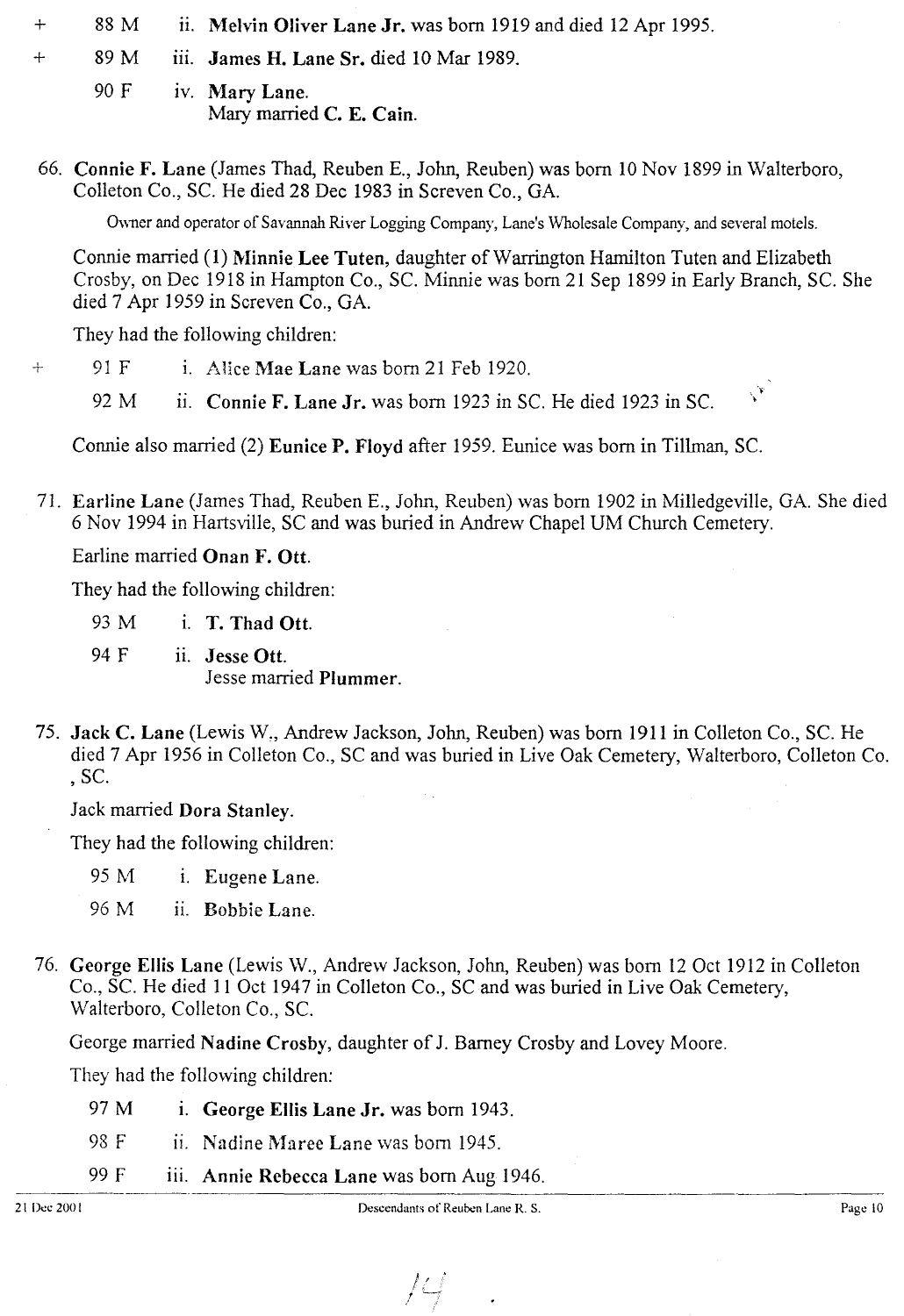\+ 88 M ii. **Melvin Oliver Lane Jr.** was born 1919 and died 12 Apr 1995.

\+ 89 M iii. **James H. Lane Sr.** died 10 Mar 1989.

90 F iv. **Mary Lane.**
Mary married **C. E. Cain.**

66. **Connie F. Lane** (James Thad, Reuben E., John, Reuben) was born 10 Nov 1899 in Walterboro, Colleton Co., SC. He died 28 Dec 1983 in Screven Co., GA.

Owner and operator of Savannah River Logging Company, Lane's Wholesale Company, and several motels.

Connie married (1) **Minnie Lee Tuten**, daughter of Warrington Hamilton Tuten and Elizabeth Crosby, on Dec 1918 in Hampton Co., SC. Minnie was born 21 Sep 1899 in Early Branch, SC. She died 7 Apr 1959 in Screven Co., GA.

They had the following children:

\+ 91 F i. **Alice Mae Lane** was born 21 Feb 1920.

92 M ii. **Connie F. Lane Jr.** was born 1923 in SC. He died 1923 in SC.

Connie also married (2) **Eunice P. Floyd** after 1959. Eunice was born in Tillman, SC.

71. **Earline Lane** (James Thad, Reuben E., John, Reuben) was born 1902 in Milledgeville, GA. She died 6 Nov 1994 in Hartsville, SC and was buried in Andrew Chapel UM Church Cemetery.

Earline married **Onan F. Ott.**

They had the following children:

93 M i. **T. Thad Ott.**

94 F ii. **Jesse Ott.**
Jesse married **Plummer.**

75. **Jack C. Lane** (Lewis W., Andrew Jackson, John, Reuben) was born 1911 in Colleton Co., SC. He died 7 Apr 1956 in Colleton Co., SC and was buried in Live Oak Cemetery, Walterboro, Colleton Co. , SC.

Jack married **Dora Stanley.**

They had the following children:

95 M i. **Eugene Lane.**

96 M ii. **Bobbie Lane.**

76. **George Ellis Lane** (Lewis W., Andrew Jackson, John, Reuben) was born 12 Oct 1912 in Colleton Co., SC. He died 11 Oct 1947 in Colleton Co., SC and was buried in Live Oak Cemetery, Walterboro, Colleton Co., SC.

George married **Nadine Crosby**, daughter of J. Barney Crosby and Lovey Moore.

They had the following children:

97 M i. **George Ellis Lane Jr.** was born 1943.

98 F ii. **Nadine Maree Lane** was born 1945.

99 F iii. **Annie Rebecca Lane** was born Aug 1946.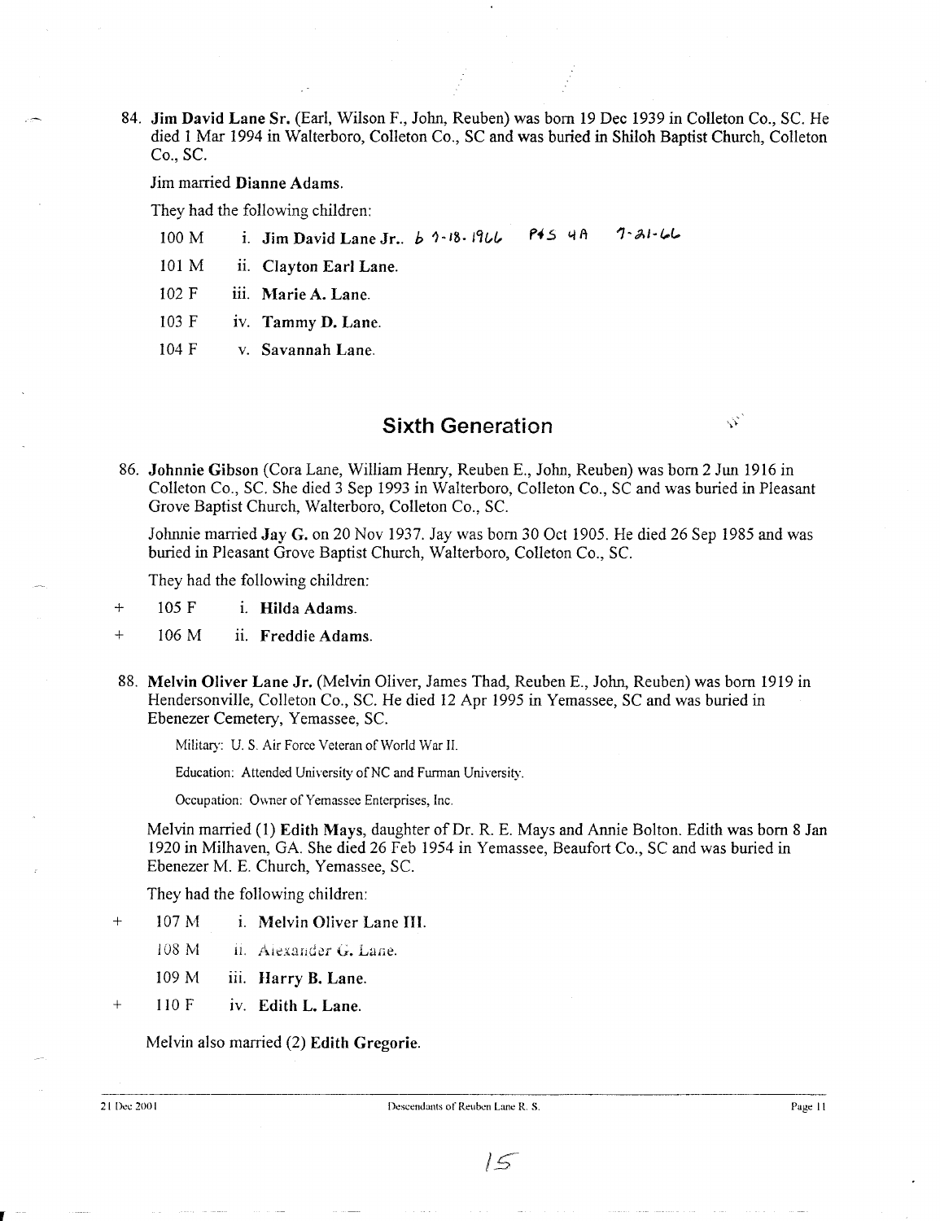84. **Jim David Lane Sr.** (Earl, Wilson F., John, Reuben) was born 19 Dec 1939 in Colleton Co., SC. He died 1 Mar 1994 in Walterboro, Colleton Co., SC and was buried in Shiloh Baptist Church, Colleton Co., SC.

Jim married **Dianne Adams**.

They had the following children:

| | | |
|---|---|---|
| 100 M | i. | **Jim David Lane Jr.**. b 9-18-1966 P&S 4A 9-21-66 |
| 101 M | ii. | **Clayton Earl Lane**. |
| 102 F | iii. | **Marie A. Lane**. |
| 103 F | iv. | **Tammy D. Lane**. |
| 104 F | v. | **Savannah Lane**. |

## Sixth Generation

86. **Johnnie Gibson** (Cora Lane, William Henry, Reuben E., John, Reuben) was born 2 Jun 1916 in Colleton Co., SC. She died 3 Sep 1993 in Walterboro, Colleton Co., SC and was buried in Pleasant Grove Baptist Church, Walterboro, Colleton Co., SC.

Johnnie married **Jay G.** on 20 Nov 1937. Jay was born 30 Oct 1905. He died 26 Sep 1985 and was buried in Pleasant Grove Baptist Church, Walterboro, Colleton Co., SC.

They had the following children:

| | | | |
|---|---|---|---|
| + | 105 F | i. | **Hilda Adams**. |
| + | 106 M | ii. | **Freddie Adams**. |

88. **Melvin Oliver Lane Jr.** (Melvin Oliver, James Thad, Reuben E., John, Reuben) was born 1919 in Hendersonville, Colleton Co., SC. He died 12 Apr 1995 in Yemassee, SC and was buried in Ebenezer Cemetery, Yemassee, SC.

Military: U. S. Air Force Veteran of World War II.

Education: Attended University of NC and Furman University.

Occupation: Owner of Yemassee Enterprises, Inc.

Melvin married (1) **Edith Mays**, daughter of Dr. R. E. Mays and Annie Bolton. Edith was born 8 Jan 1920 in Milhaven, GA. She died 26 Feb 1954 in Yemassee, Beaufort Co., SC and was buried in Ebenezer M. E. Church, Yemassee, SC.

They had the following children:

| | | | |
|---|---|---|---|
| + | 107 M | i. | **Melvin Oliver Lane III**. |
| | 108 M | ii. | **Alexander G. Lane**. |
| | 109 M | iii. | **Harry B. Lane**. |
| + | 110 F | iv. | **Edith L. Lane**. |

Melvin also married (2) **Edith Gregorie**.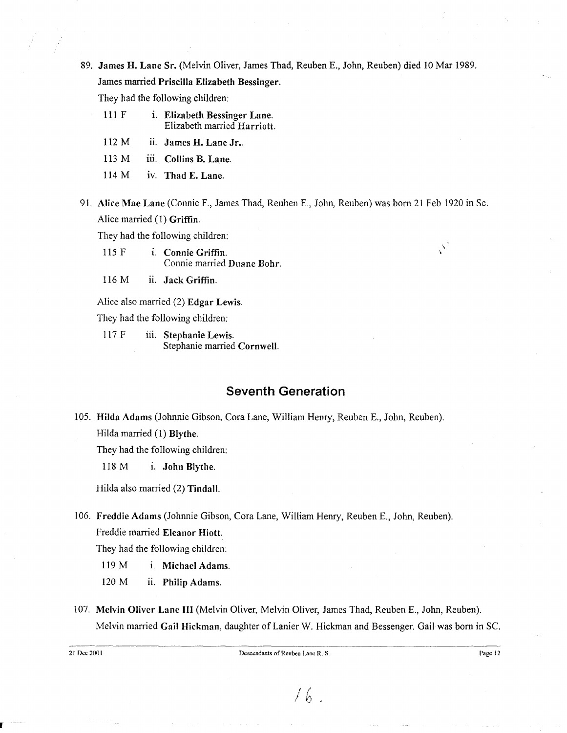89. **James H. Lane Sr.** (Melvin Oliver, James Thad, Reuben E., John, Reuben) died 10 Mar 1989.

James married **Priscilla Elizabeth Bessinger**.

They had the following children:

111 F i. **Elizabeth Bessinger Lane**.
Elizabeth married **Harriott**.

112 M ii. **James H. Lane Jr.**.

113 M iii. **Collins B. Lane**.

114 M iv. **Thad E. Lane**.

91. **Alice Mae Lane** (Connie F., James Thad, Reuben E., John, Reuben) was born 21 Feb 1920 in Sc.

Alice married (1) **Griffin**.

They had the following children:

115 F i. **Connie Griffin**.
Connie married **Duane Bohr**.

116 M ii. **Jack Griffin**.

Alice also married (2) **Edgar Lewis**.

They had the following children:

117 F iii. **Stephanie Lewis**.
Stephanie married **Cornwell**.

## Seventh Generation

105. **Hilda Adams** (Johnnie Gibson, Cora Lane, William Henry, Reuben E., John, Reuben).

Hilda married (1) **Blythe**.

They had the following children:

118 M i. **John Blythe**.

Hilda also married (2) **Tindall**.

106. **Freddie Adams** (Johnnie Gibson, Cora Lane, William Henry, Reuben E., John, Reuben).

Freddie married **Eleanor Hiott**.

They had the following children:

119 M i. **Michael Adams**.

120 M ii. **Philip Adams**.

107. **Melvin Oliver Lane III** (Melvin Oliver, Melvin Oliver, James Thad, Reuben E., John, Reuben).

Melvin married **Gail Hickman**, daughter of Lanier W. Hickman and Bessenger. Gail was born in SC.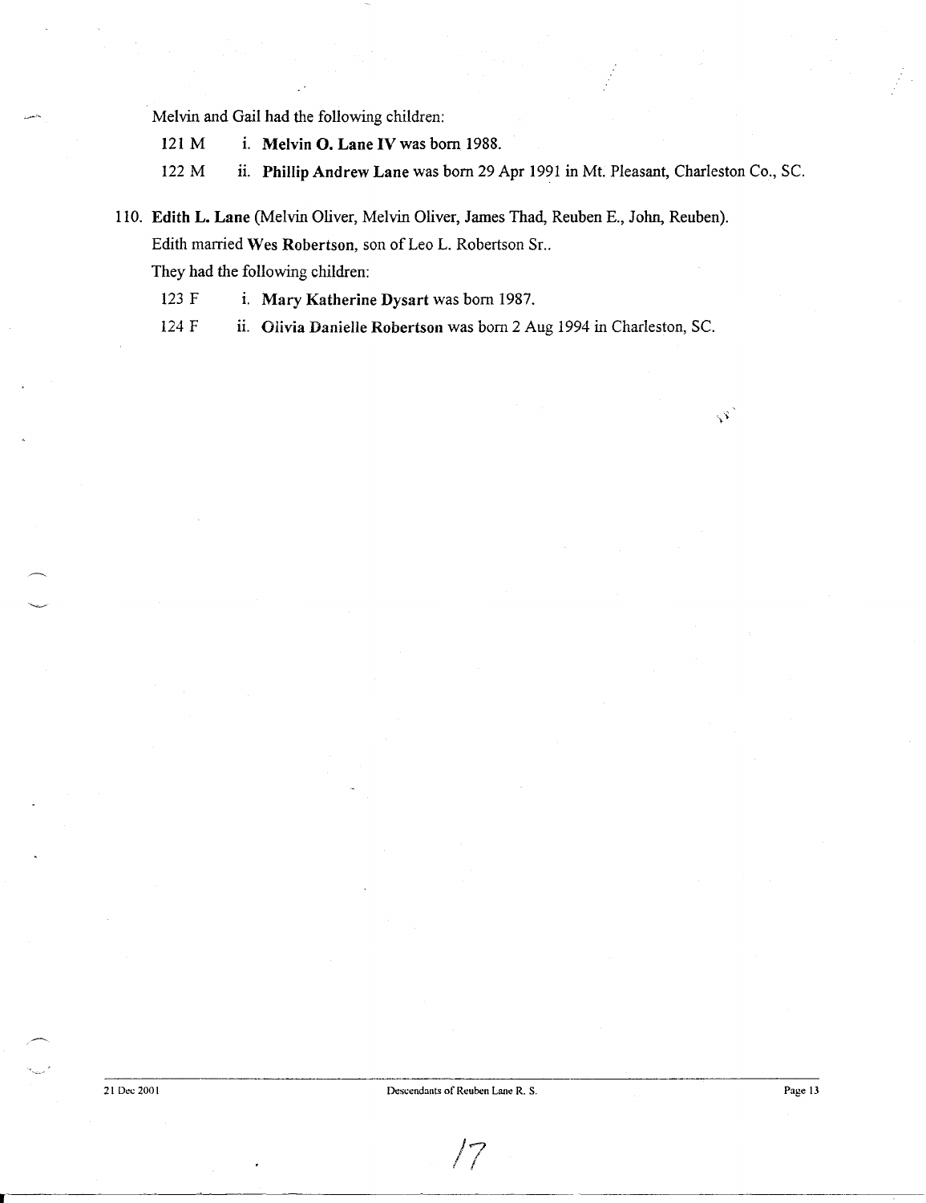Melvin and Gail had the following children:

121 M i. **Melvin O. Lane IV** was born 1988.

122 M ii. **Phillip Andrew Lane** was born 29 Apr 1991 in Mt. Pleasant, Charleston Co., SC.

110. **Edith L. Lane** (Melvin Oliver, Melvin Oliver, James Thad, Reuben E., John, Reuben).

Edith married **Wes Robertson**, son of Leo L. Robertson Sr..

They had the following children:

123 F i. **Mary Katherine Dysart** was born 1987.

124 F ii. **Olivia Danielle Robertson** was born 2 Aug 1994 in Charleston, SC.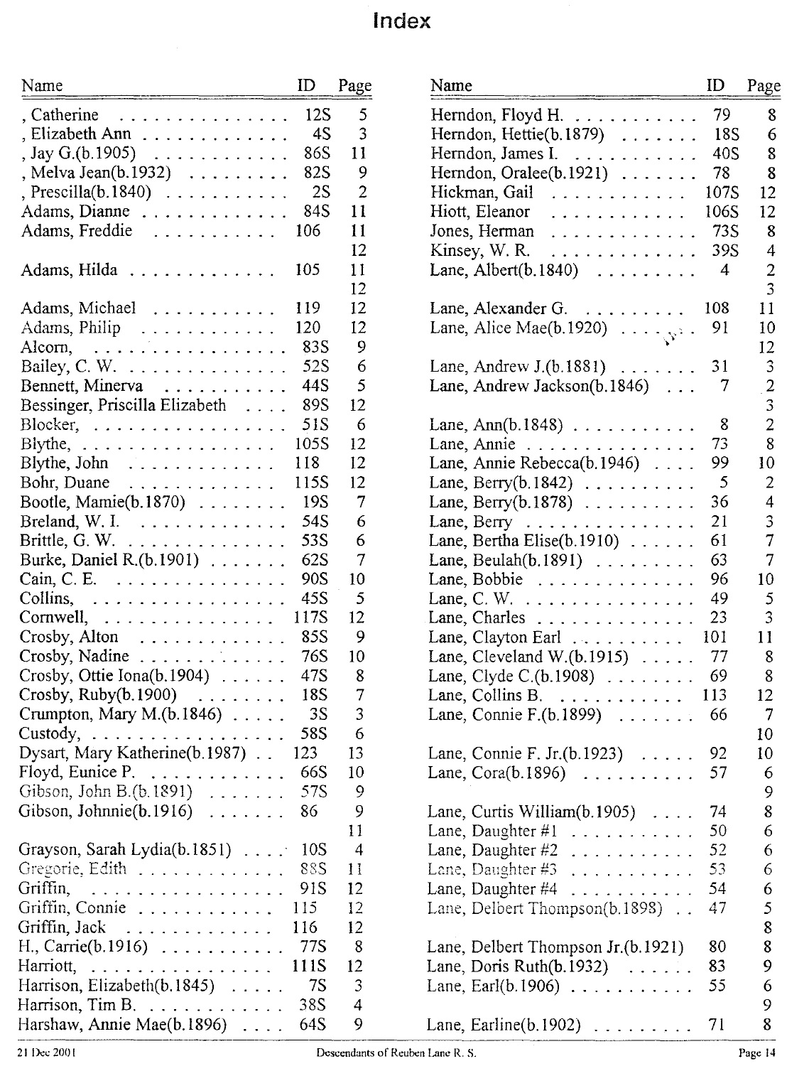# Index

| Name | ID | Page |
|---|---|---|
| , Catherine | 12S | 5 |
| , Elizabeth Ann | 4S | 3 |
| , Jay G.(b.1905) | 86S | 11 |
| , Melva Jean(b.1932) | 82S | 9 |
| , Prescilla(b.1840) | 2S | 2 |
| Adams, Dianne | 84S | 11 |
| Adams, Freddie | 106 | 11 |
| | | 12 |
| Adams, Hilda | 105 | 11 |
| | | 12 |
| Adams, Michael | 119 | 12 |
| Adams, Philip | 120 | 12 |
| Alcorn, | 83S | 9 |
| Bailey, C. W. | 52S | 6 |
| Bennett, Minerva | 44S | 5 |
| Bessinger, Priscilla Elizabeth | 89S | 12 |
| Blocker, | 51S | 6 |
| Blythe, | 105S | 12 |
| Blythe, John | 118 | 12 |
| Bohr, Duane | 115S | 12 |
| Bootle, Mamie(b.1870) | 19S | 7 |
| Breland, W. I. | 54S | 6 |
| Brittle, G. W. | 53S | 6 |
| Burke, Daniel R.(b.1901) | 62S | 7 |
| Cain, C. E. | 90S | 10 |
| Collins, | 45S | 5 |
| Cornwell, | 117S | 12 |
| Crosby, Alton | 85S | 9 |
| Crosby, Nadine | 76S | 10 |
| Crosby, Ottie Iona(b.1904) | 47S | 8 |
| Crosby, Ruby(b.1900) | 18S | 7 |
| Crumpton, Mary M.(b.1846) | 3S | 3 |
| Custody, | 58S | 6 |
| Dysart, Mary Katherine(b.1987) | 123 | 13 |
| Floyd, Eunice P. | 66S | 10 |
| Gibson, John B.(b.1891) | 57S | 9 |
| Gibson, Johnnie(b.1916) | 86 | 9 |
| | | 11 |
| Grayson, Sarah Lydia(b.1851) | 10S | 4 |
| Gregorie, Edith | 88S | 11 |
| Griffin, | 91S | 12 |
| Griffin, Connie | 115 | 12 |
| Griffin, Jack | 116 | 12 |
| H., Carrie(b.1916) | 77S | 8 |
| Harriott, | 111S | 12 |
| Harrison, Elizabeth(b.1845) | 7S | 3 |
| Harrison, Tim B. | 38S | 4 |
| Harshaw, Annie Mae(b.1896) | 64S | 9 |
| Herndon, Floyd H. | 79 | 8 |
| Herndon, Hettie(b.1879) | 18S | 6 |
| Herndon, James I. | 40S | 8 |
| Herndon, Oralee(b.1921) | 78 | 8 |
| Hickman, Gail | 107S | 12 |
| Hiott, Eleanor | 106S | 12 |
| Jones, Herman | 73S | 8 |
| Kinsey, W. R. | 39S | 4 |
| Lane, Albert(b.1840) | 4 | 2 |
| | | 3 |
| Lane, Alexander G. | 108 | 11 |
| Lane, Alice Mae(b.1920) | 91 | 10 |
| | | 12 |
| Lane, Andrew J.(b.1881) | 31 | 3 |
| Lane, Andrew Jackson(b.1846) | 7 | 2 |
| | | 3 |
| Lane, Ann(b.1848) | 8 | 2 |
| Lane, Annie | 73 | 8 |
| Lane, Annie Rebecca(b.1946) | 99 | 10 |
| Lane, Berry(b.1842) | 5 | 2 |
| Lane, Berry(b.1878) | 36 | 4 |
| Lane, Berry | 21 | 3 |
| Lane, Bertha Elise(b.1910) | 61 | 7 |
| Lane, Beulah(b.1891) | 63 | 7 |
| Lane, Bobbie | 96 | 10 |
| Lane, C. W. | 49 | 5 |
| Lane, Charles | 23 | 3 |
| Lane, Clayton Earl | 101 | 11 |
| Lane, Cleveland W.(b.1915) | 77 | 8 |
| Lane, Clyde C.(b.1908) | 69 | 8 |
| Lane, Collins B. | 113 | 12 |
| Lane, Connie F.(b.1899) | 66 | 7 |
| | | 10 |
| Lane, Connie F. Jr.(b.1923) | 92 | 10 |
| Lane, Cora(b.1896) | 57 | 6 |
| | | 9 |
| Lane, Curtis William(b.1905) | 74 | 8 |
| Lane, Daughter #1 | 50 | 6 |
| Lane, Daughter #2 | 52 | 6 |
| Lane, Daughter #3 | 53 | 6 |
| Lane, Daughter #4 | 54 | 6 |
| Lane, Delbert Thompson(b.1898) | 47 | 5 |
| | | 8 |
| Lane, Delbert Thompson Jr.(b.1921) | 80 | 8 |
| Lane, Doris Ruth(b.1932) | 83 | 9 |
| Lane, Earl(b.1906) | 55 | 6 |
| | | 9 |
| Lane, Earline(b.1902) | 71 | 8 |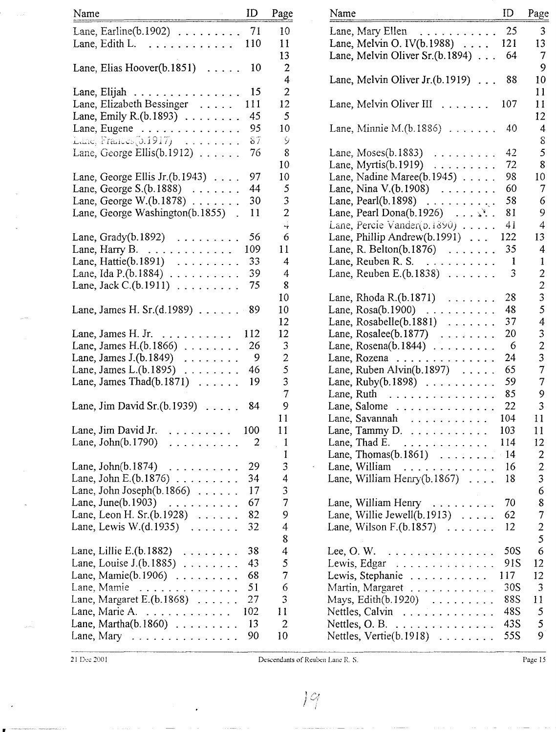| Name | ID | Page |
|---|---|---|
| Lane, Earline(b.1902) | 71 | 10 |
| Lane, Edith L. | 110 | 11 |
| | | 13 |
| Lane, Elias Hoover(b.1851) | 10 | 2 |
| | | 4 |
| Lane, Elijah | 15 | 2 |
| Lane, Elizabeth Bessinger | 111 | 12 |
| Lane, Emily R.(b.1893) | 45 | 5 |
| Lane, Eugene | 95 | 10 |
| Lane, Frances(b.1917) | 87 | 9 |
| Lane, George Ellis(b.1912) | 76 | 8 |
| | | 10 |
| Lane, George Ellis Jr.(b.1943) | 97 | 10 |
| Lane, George S.(b.1888) | 44 | 5 |
| Lane, George W.(b.1878) | 30 | 3 |
| Lane, George Washington(b.1855) | 11 | 2 |
| | | 4 |
| Lane, Grady(b.1892) | 56 | 6 |
| Lane, Harry B. | 109 | 11 |
| Lane, Hattie(b.1891) | 33 | 4 |
| Lane, Ida P.(b.1884) | 39 | 4 |
| Lane, Jack C.(b.1911) | 75 | 8 |
| | | 10 |
| Lane, James H. Sr.(d.1989) | 89 | 10 |
| | | 12 |
| Lane, James H. Jr. | 112 | 12 |
| Lane, James H.(b.1866) | 26 | 3 |
| Lane, James J.(b.1849) | 9 | 2 |
| Lane, James L.(b.1895) | 46 | 5 |
| Lane, James Thad(b.1871) | 19 | 3 |
| | | 7 |
| Lane, Jim David Sr.(b.1939) | 84 | 9 |
| | | 11 |
| Lane, Jim David Jr. | 100 | 11 |
| Lane, John(b.1790) | 2 | 1 |
| | | 1 |
| Lane, John(b.1874) | 29 | 3 |
| Lane, John E.(b.1876) | 34 | 4 |
| Lane, John Joseph(b.1866) | 17 | 3 |
| Lane, June(b.1903) | 67 | 7 |
| Lane, Leon H. Sr.(b.1928) | 82 | 9 |
| Lane, Lewis W.(d.1935) | 32 | 4 |
| | | 8 |
| Lane, Lillie E.(b.1882) | 38 | 4 |
| Lane, Louise J.(b.1885) | 43 | 5 |
| Lane, Mamie(b.1906) | 68 | 7 |
| Lane, Mamie | 51 | 6 |
| Lane, Margaret E.(b.1868) | 27 | 3 |
| Lane, Marie A. | 102 | 11 |
| Lane, Martha(b.1860) | 13 | 2 |
| Lane, Mary | 90 | 10 |
| Lane, Mary Ellen | 25 | 3 |
| Lane, Melvin O. IV(b.1988) | 121 | 13 |
| Lane, Melvin Oliver Sr.(b.1894) | 64 | 7 |
| | | 9 |
| Lane, Melvin Oliver Jr.(b.1919) | 88 | 10 |
| | | 11 |
| Lane, Melvin Oliver III | 107 | 11 |
| | | 12 |
| Lane, Minnie M.(b.1886) | 40 | 4 |
| | | 8 |
| Lane, Moses(b.1883) | 42 | 5 |
| Lane, Myrtis(b.1919) | 72 | 8 |
| Lane, Nadine Maree(b.1945) | 98 | 10 |
| Lane, Nina V.(b.1908) | 60 | 7 |
| Lane, Pearl(b.1898) | 58 | 6 |
| Lane, Pearl Dona(b.1926) | 81 | 9 |
| Lane, Percie Vander(b.1890) | 41 | 4 |
| Lane, Phillip Andrew(b.1991) | 122 | 13 |
| Lane, R. Belton(b.1876) | 35 | 4 |
| Lane, Reuben R. S. | 1 | 1 |
| Lane, Reuben E.(b.1838) | 3 | 2 |
| | | 2 |
| Lane, Rhoda R.(b.1871) | 28 | 3 |
| Lane, Rosa(b.1900) | 48 | 5 |
| Lane, Rosabelle(b.1881) | 37 | 4 |
| Lane, Rosalee(b.1877) | 20 | 3 |
| Lane, Rosena(b.1844) | 6 | 2 |
| Lane, Rozena | 24 | 3 |
| Lane, Ruben Alvin(b.1897) | 65 | 7 |
| Lane, Ruby(b.1898) | 59 | 7 |
| Lane, Ruth | 85 | 9 |
| Lane, Salome | 22 | 3 |
| Lane, Savannah | 104 | 11 |
| Lane, Tammy D. | 103 | 11 |
| Lane, Thad E. | 114 | 12 |
| Lane, Thomas(b.1861) | 14 | 2 |
| Lane, William | 16 | 2 |
| Lane, William Henry(b.1867) | 18 | 3 |
| | | 6 |
| Lane, William Henry | 70 | 8 |
| Lane, Willie Jewell(b.1913) | 62 | 7 |
| Lane, Wilson F.(b.1857) | 12 | 2 |
| | | 5 |
| Lee, O. W. | 50S | 6 |
| Lewis, Edgar | 91S | 12 |
| Lewis, Stephanie | 117 | 12 |
| Martin, Margaret | 30S | 3 |
| Mays, Edith(b.1920) | 88S | 11 |
| Nettles, Calvin | 48S | 5 |
| Nettles, O. B. | 43S | 5 |
| Nettles, Vertie(b.1918) | 55S | 9 |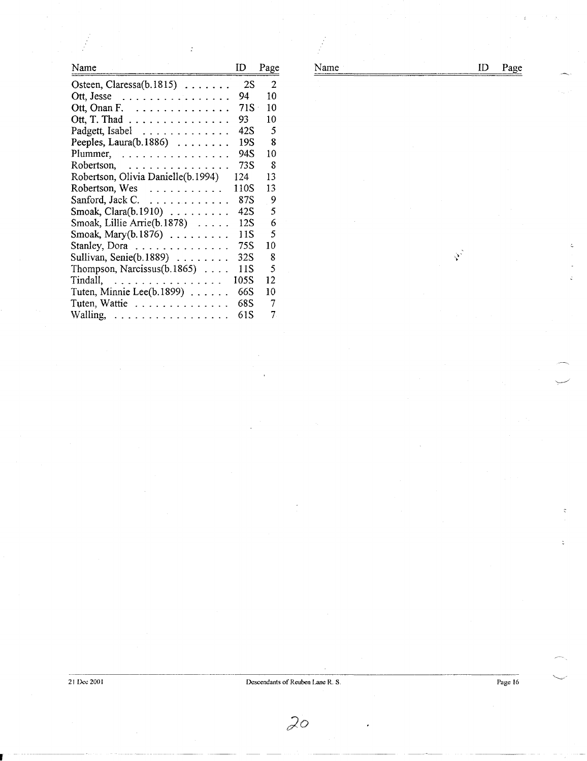| Name | ID | Page |
| --- | --- | --- |
| Osteen, Claressa(b.1815) | 2S | 2 |
| Ott, Jesse | 94 | 10 |
| Ott, Onan F. | 71S | 10 |
| Ott, T. Thad | 93 | 10 |
| Padgett, Isabel | 42S | 5 |
| Peeples, Laura(b.1886) | 19S | 8 |
| Plummer, | 94S | 10 |
| Robertson, | 73S | 8 |
| Robertson, Olivia Danielle(b.1994) | 124 | 13 |
| Robertson, Wes | 110S | 13 |
| Sanford, Jack C. | 87S | 9 |
| Smoak, Clara(b.1910) | 42S | 5 |
| Smoak, Lillie Arrie(b.1878) | 12S | 6 |
| Smoak, Mary(b.1876) | 11S | 5 |
| Stanley, Dora | 75S | 10 |
| Sullivan, Senie(b.1889) | 32S | 8 |
| Thompson, Narcissus(b.1865) | 11S | 5 |
| Tindall, | 105S | 12 |
| Tuten, Minnie Lee(b.1899) | 66S | 10 |
| Tuten, Wattie | 68S | 7 |
| Walling, | 61S | 7 |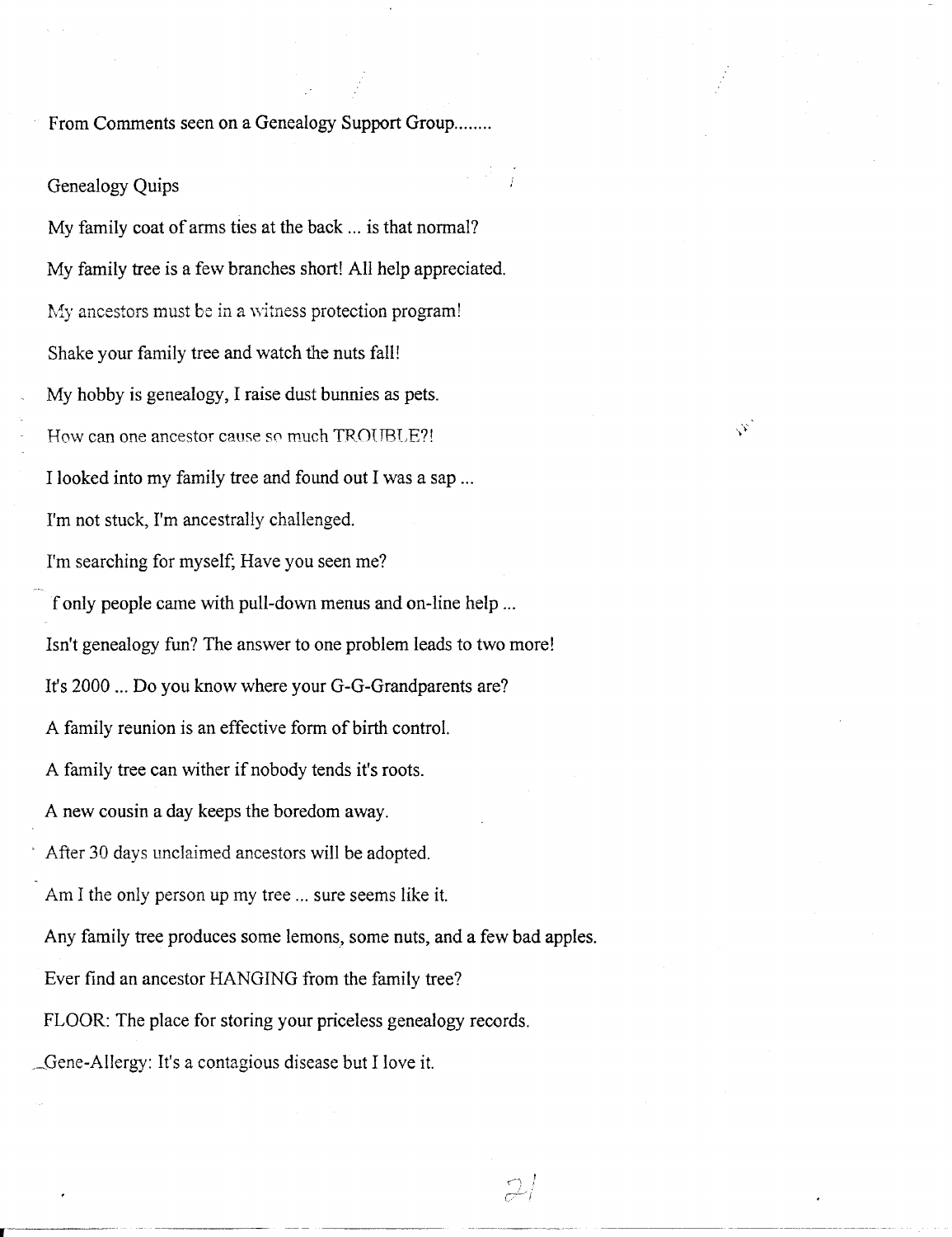From Comments seen on a Genealogy Support Group........

Genealogy Quips

My family coat of arms ties at the back ... is that normal?

My family tree is a few branches short! All help appreciated.

My ancestors must be in a witness protection program!

Shake your family tree and watch the nuts fall!

My hobby is genealogy, I raise dust bunnies as pets.

How can one ancestor cause so much TROUBLE?!

I looked into my family tree and found out I was a sap ...

I'm not stuck, I'm ancestrally challenged.

I'm searching for myself; Have you seen me?

f only people came with pull-down menus and on-line help ...

Isn't genealogy fun? The answer to one problem leads to two more!

It's 2000 ... Do you know where your G-G-Grandparents are?

A family reunion is an effective form of birth control.

A family tree can wither if nobody tends it's roots.

A new cousin a day keeps the boredom away.

After 30 days unclaimed ancestors will be adopted.

Am I the only person up my tree ... sure seems like it.

Any family tree produces some lemons, some nuts, and a few bad apples.

Ever find an ancestor HANGING from the family tree?

FLOOR: The place for storing your priceless genealogy records.

Gene-Allergy: It's a contagious disease but I love it.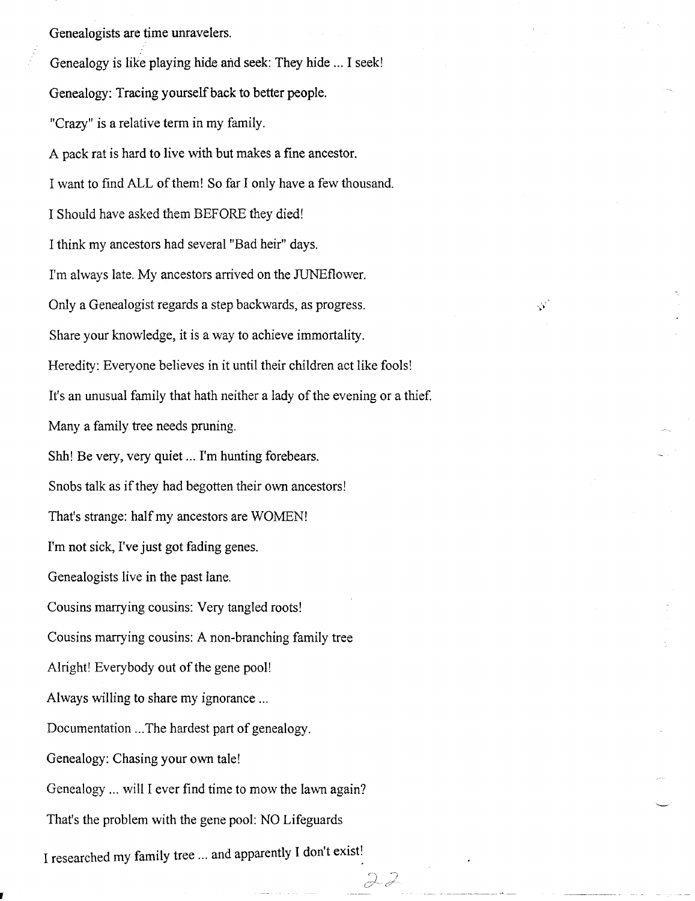Genealogists are time unravelers.

Genealogy is like playing hide and seek: They hide ... I seek!

Genealogy: Tracing yourself back to better people.

"Crazy" is a relative term in my family.

A pack rat is hard to live with but makes a fine ancestor.

I want to find ALL of them! So far I only have a few thousand.

I Should have asked them BEFORE they died!

I think my ancestors had several "Bad heir" days.

I'm always late. My ancestors arrived on the JUNEflower.

Only a Genealogist regards a step backwards, as progress.

Share your knowledge, it is a way to achieve immortality.

Heredity: Everyone believes in it until their children act like fools!

It's an unusual family that hath neither a lady of the evening or a thief.

Many a family tree needs pruning.

Shh! Be very, very quiet ... I'm hunting forebears.

Snobs talk as if they had begotten their own ancestors!

That's strange: half my ancestors are WOMEN!

I'm not sick, I've just got fading genes.

Genealogists live in the past lane.

Cousins marrying cousins: Very tangled roots!

Cousins marrying cousins: A non-branching family tree

Alright! Everybody out of the gene pool!

Always willing to share my ignorance ...

Documentation ...The hardest part of genealogy.

Genealogy: Chasing your own tale!

Genealogy ... will I ever find time to mow the lawn again?

That's the problem with the gene pool: NO Lifeguards

I researched my family tree ... and apparently I don't exist!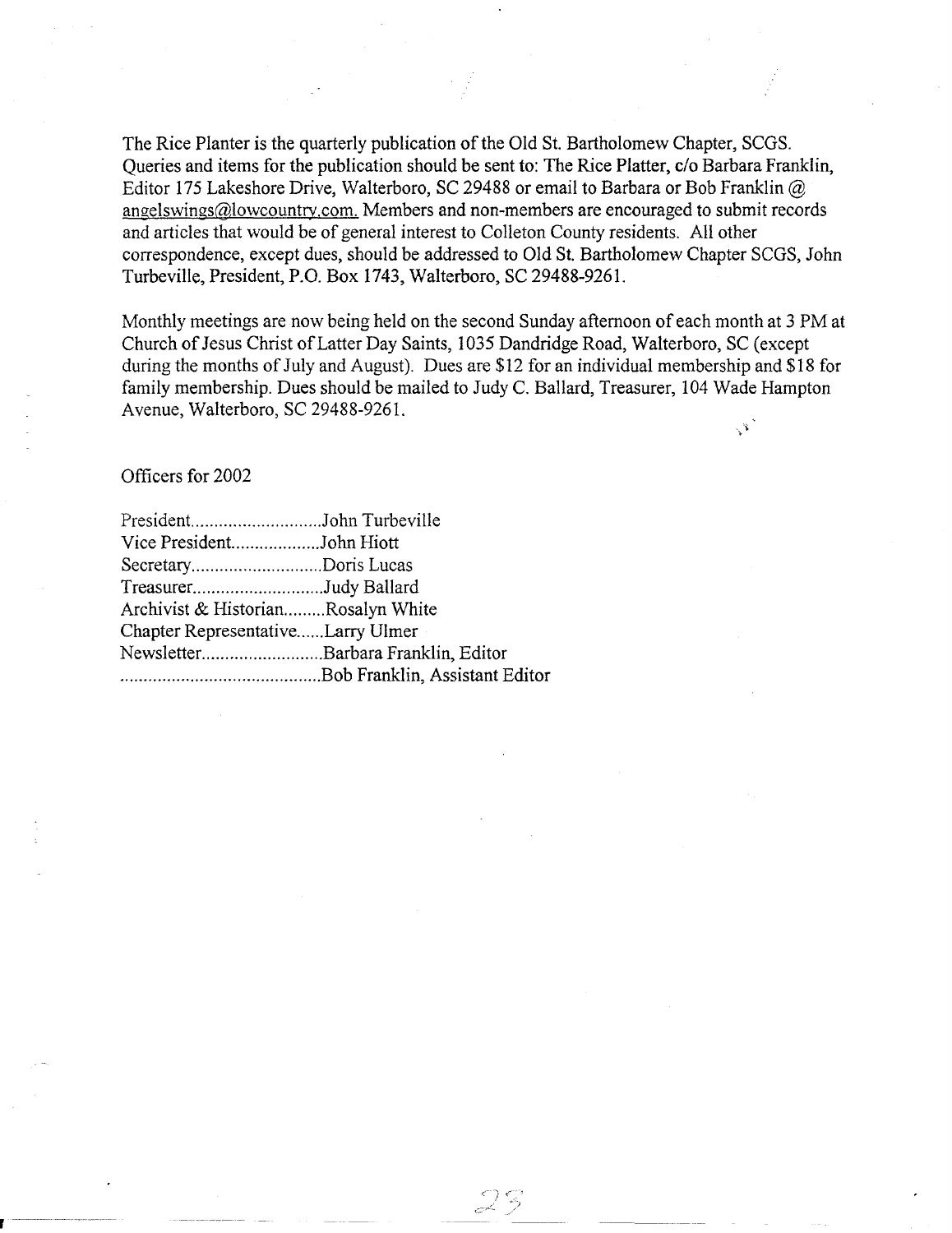The Rice Planter is the quarterly publication of the Old St. Bartholomew Chapter, SCGS. Queries and items for the publication should be sent to: The Rice Platter, c/o Barbara Franklin, Editor 175 Lakeshore Drive, Walterboro, SC 29488 or email to Barbara or Bob Franklin @ angelswings@lowcountry.com. Members and non-members are encouraged to submit records and articles that would be of general interest to Colleton County residents. All other correspondence, except dues, should be addressed to Old St. Bartholomew Chapter SCGS, John Turbeville, President, P.O. Box 1743, Walterboro, SC 29488-9261.

Monthly meetings are now being held on the second Sunday afternoon of each month at 3 PM at Church of Jesus Christ of Latter Day Saints, 1035 Dandridge Road, Walterboro, SC (except during the months of July and August). Dues are $12 for an individual membership and $18 for family membership. Dues should be mailed to Judy C. Ballard, Treasurer, 104 Wade Hampton Avenue, Walterboro, SC 29488-9261.

Officers for 2002

President............................John Turbeville
Vice President...................John Hiott
Secretary............................Doris Lucas
Treasurer............................Judy Ballard
Archivist & Historian.........Rosalyn White
Chapter Representative......Larry Ulmer
Newsletter..........................Barbara Franklin, Editor
...........................................Bob Franklin, Assistant Editor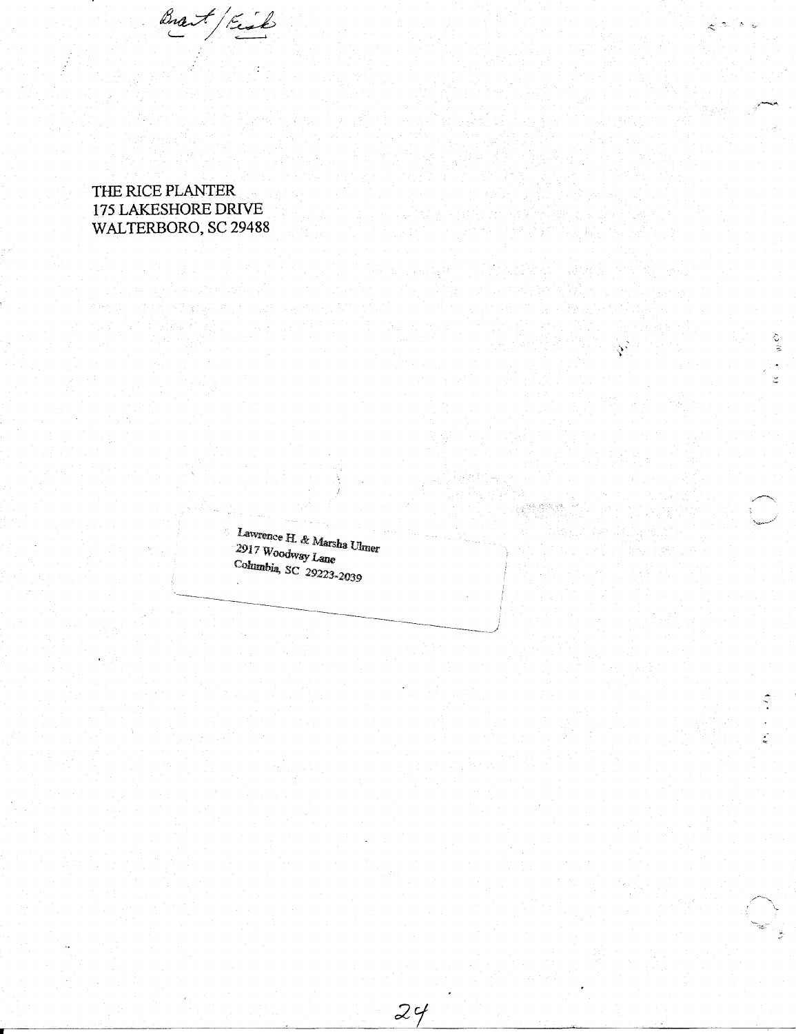Brant / Fisk

THE RICE PLANTER
175 LAKESHORE DRIVE
WALTERBORO, SC 29488

Lawrence H. & Marsha Ulmer
2917 Woodway Lane
Columbia, SC 29223-2039